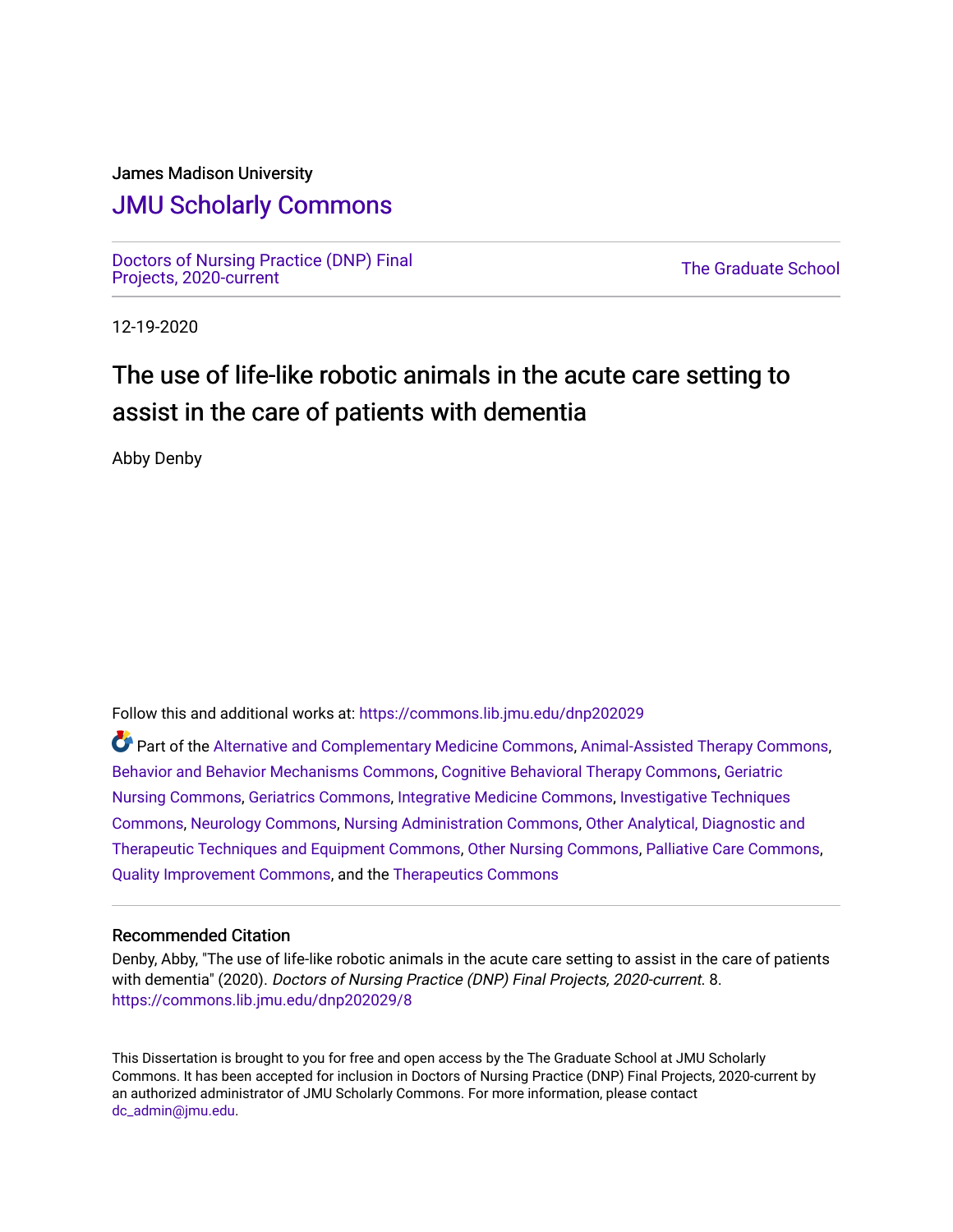James Madison University

# JMU Scholarly Commons

Doctors of Nursing Practice (DNP) Final Projects, 2020-current

The Graduate School

12-19-2020

# The use of life-like robotic animals in the acute care setting to assist in the care of patients with dementia

Abby Denby

Follow this and additional works at: https://commons.lib.jmu.edu/dnp202029

Part of the Alternative and Complementary Medicine Commons, Animal-Assisted Therapy Commons, Behavior and Behavior Mechanisms Commons, Cognitive Behavioral Therapy Commons, Geriatric Nursing Commons, Geriatrics Commons, Integrative Medicine Commons, Investigative Techniques Commons, Neurology Commons, Nursing Administration Commons, Other Analytical, Diagnostic and Therapeutic Techniques and Equipment Commons, Other Nursing Commons, Palliative Care Commons, Quality Improvement Commons, and the Therapeutics Commons

## Recommended Citation

Denby, Abby, "The use of life-like robotic animals in the acute care setting to assist in the care of patients with dementia" (2020). *Doctors of Nursing Practice (DNP) Final Projects, 2020-current*. 8. https://commons.lib.jmu.edu/dnp202029/8

This Dissertation is brought to you for free and open access by the The Graduate School at JMU Scholarly Commons. It has been accepted for inclusion in Doctors of Nursing Practice (DNP) Final Projects, 2020-current by an authorized administrator of JMU Scholarly Commons. For more information, please contact dc_admin@jmu.edu.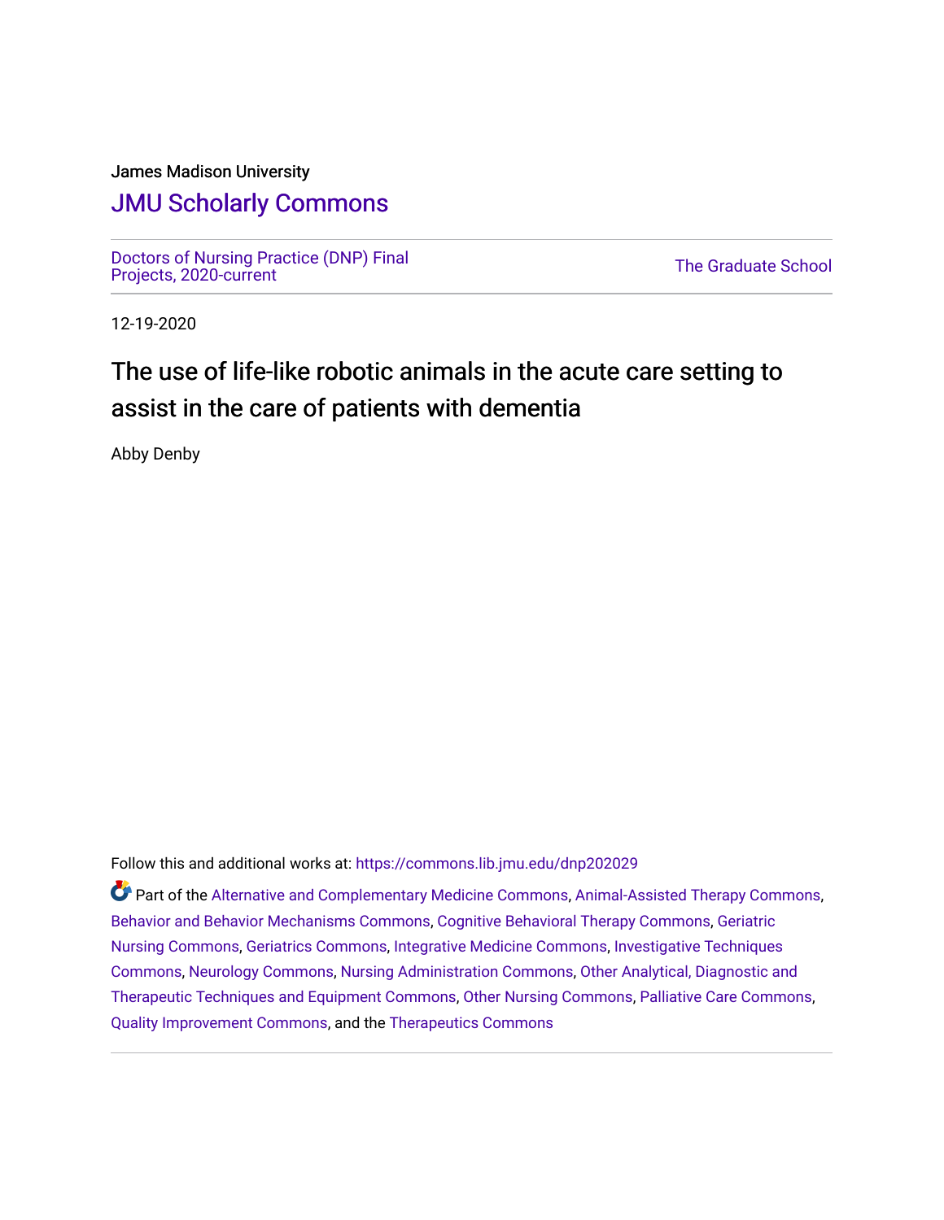James Madison University

# JMU Scholarly Commons

Doctors of Nursing Practice (DNP) Final Projects, 2020-current

The Graduate School

12-19-2020

## The use of life-like robotic animals in the acute care setting to assist in the care of patients with dementia

Abby Denby

Follow this and additional works at: https://commons.lib.jmu.edu/dnp202029

Part of the Alternative and Complementary Medicine Commons, Animal-Assisted Therapy Commons, Behavior and Behavior Mechanisms Commons, Cognitive Behavioral Therapy Commons, Geriatric Nursing Commons, Geriatrics Commons, Integrative Medicine Commons, Investigative Techniques Commons, Neurology Commons, Nursing Administration Commons, Other Analytical, Diagnostic and Therapeutic Techniques and Equipment Commons, Other Nursing Commons, Palliative Care Commons, Quality Improvement Commons, and the Therapeutics Commons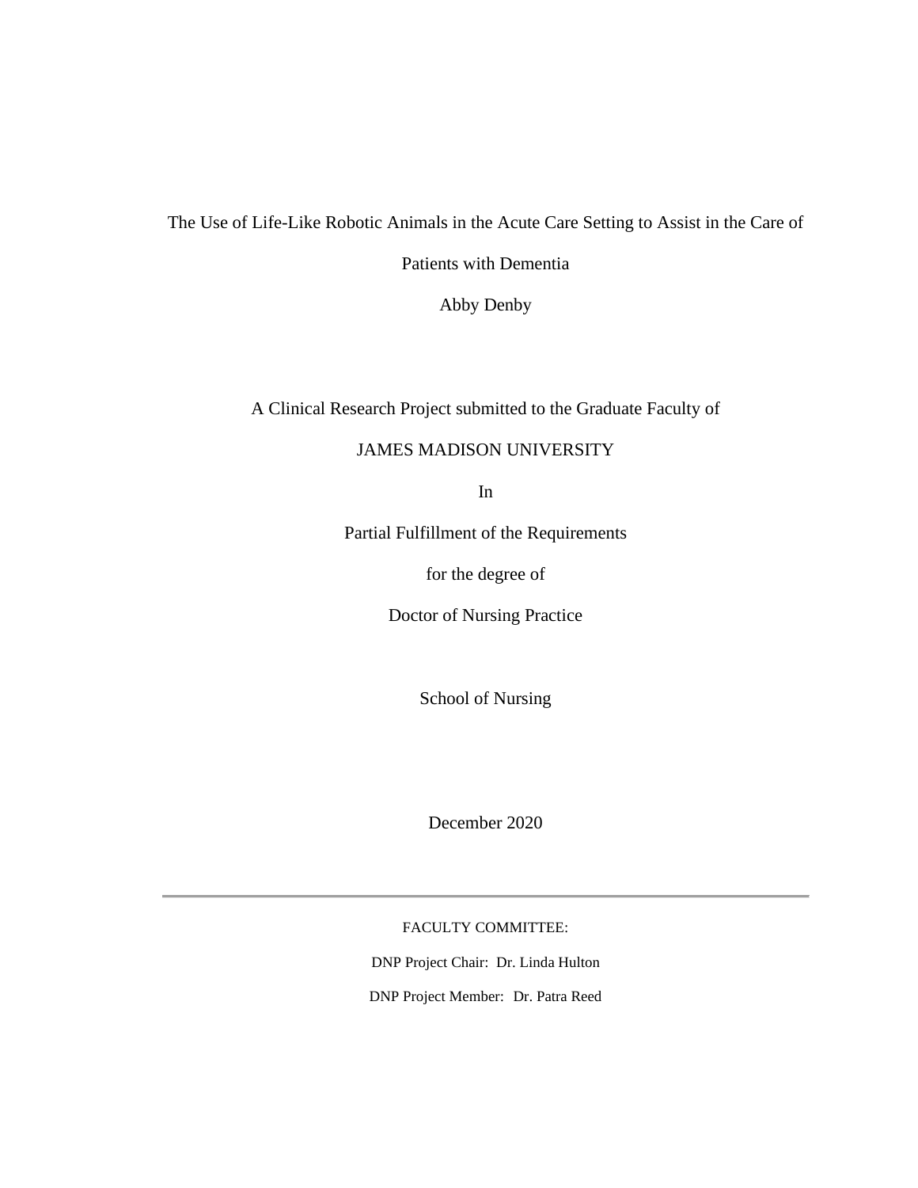# The Use of Life-Like Robotic Animals in the Acute Care Setting to Assist in the Care of Patients with Dementia

Abby Denby

A Clinical Research Project submitted to the Graduate Faculty of

JAMES MADISON UNIVERSITY

In

Partial Fulfillment of the Requirements

for the degree of

Doctor of Nursing Practice

School of Nursing

December 2020

---

FACULTY COMMITTEE:

DNP Project Chair: Dr. Linda Hulton

DNP Project Member: Dr. Patra Reed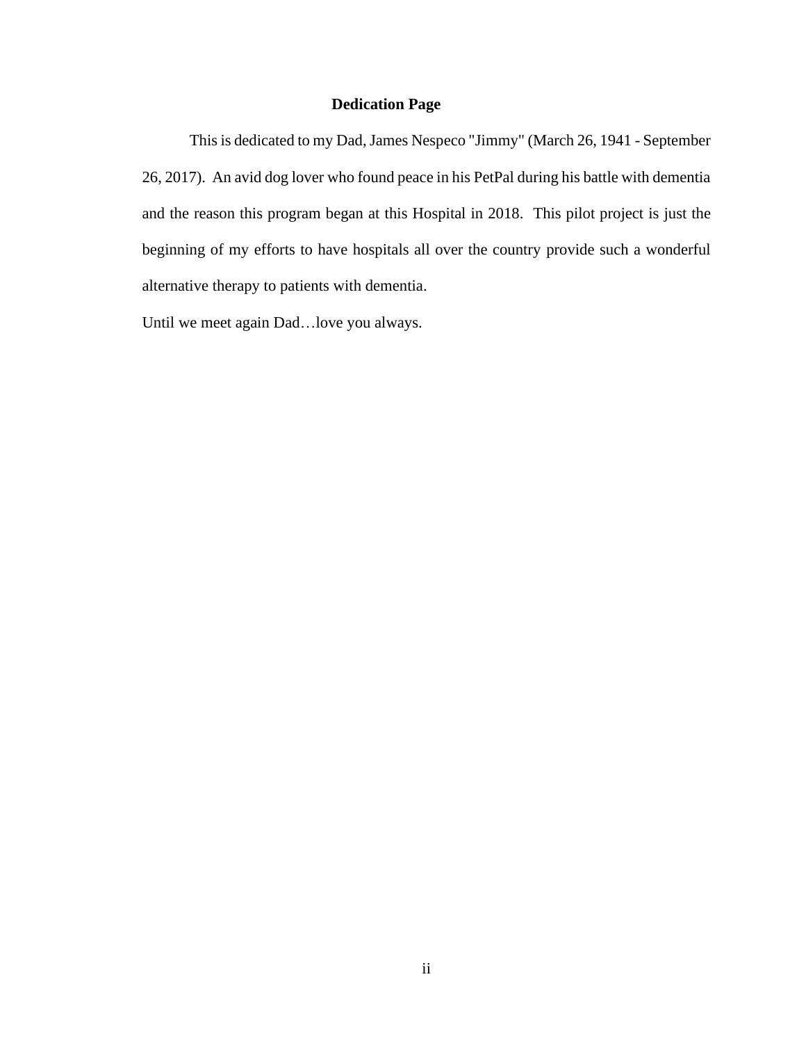# Dedication Page

This is dedicated to my Dad, James Nespeco "Jimmy" (March 26, 1941 - September 26, 2017). An avid dog lover who found peace in his PetPal during his battle with dementia and the reason this program began at this Hospital in 2018. This pilot project is just the beginning of my efforts to have hospitals all over the country provide such a wonderful alternative therapy to patients with dementia.

Until we meet again Dad…love you always.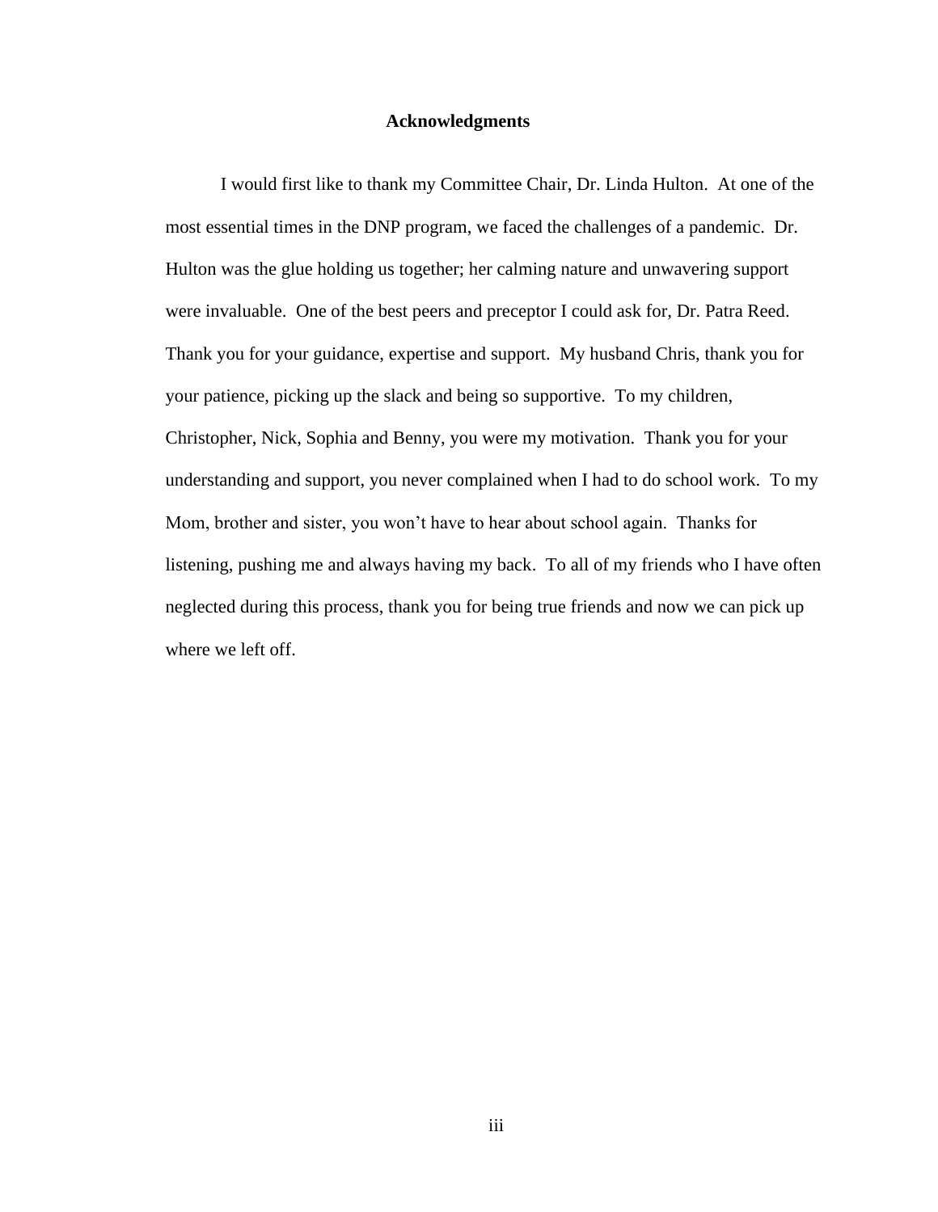# Acknowledgments

I would first like to thank my Committee Chair, Dr. Linda Hulton. At one of the most essential times in the DNP program, we faced the challenges of a pandemic. Dr. Hulton was the glue holding us together; her calming nature and unwavering support were invaluable. One of the best peers and preceptor I could ask for, Dr. Patra Reed. Thank you for your guidance, expertise and support. My husband Chris, thank you for your patience, picking up the slack and being so supportive. To my children, Christopher, Nick, Sophia and Benny, you were my motivation. Thank you for your understanding and support, you never complained when I had to do school work. To my Mom, brother and sister, you won't have to hear about school again. Thanks for listening, pushing me and always having my back. To all of my friends who I have often neglected during this process, thank you for being true friends and now we can pick up where we left off.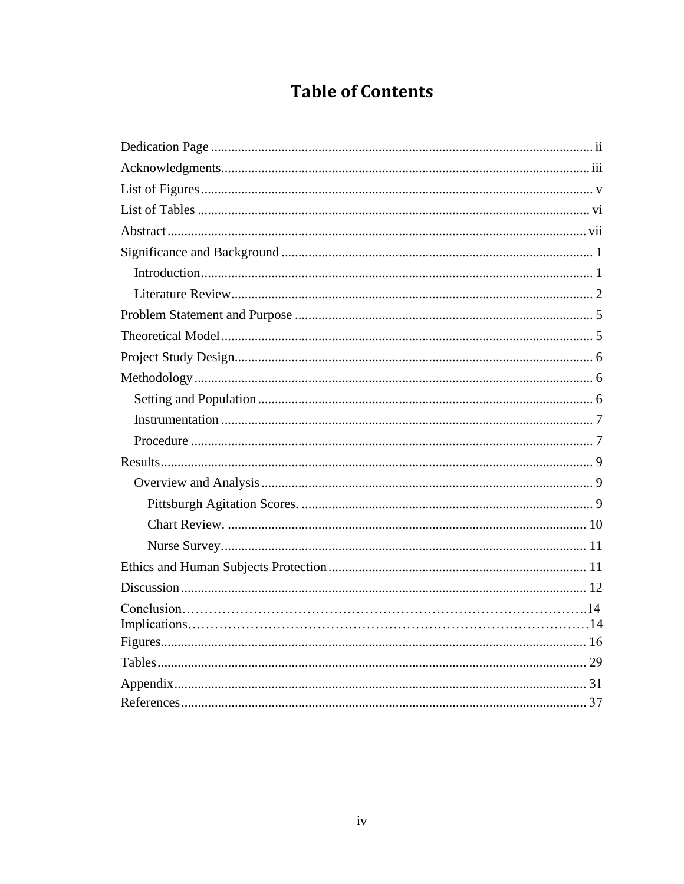# Table of Contents

Dedication Page ii

Acknowledgments iii

List of Figures v

List of Tables vi

Abstract vii

Significance and Background 1

- Introduction 1
- Literature Review 2

Problem Statement and Purpose 5

Theoretical Model 5

Project Study Design 6

Methodology 6

- Setting and Population 6
- Instrumentation 7
- Procedure 7

Results 9

- Overview and Analysis 9
  - Pittsburgh Agitation Scores. 9
  - Chart Review. 10
  - Nurse Survey. 11

Ethics and Human Subjects Protection 11

Discussion 12

Conclusion 14

Implications 14

Figures 16

Tables 29

Appendix 31

References 37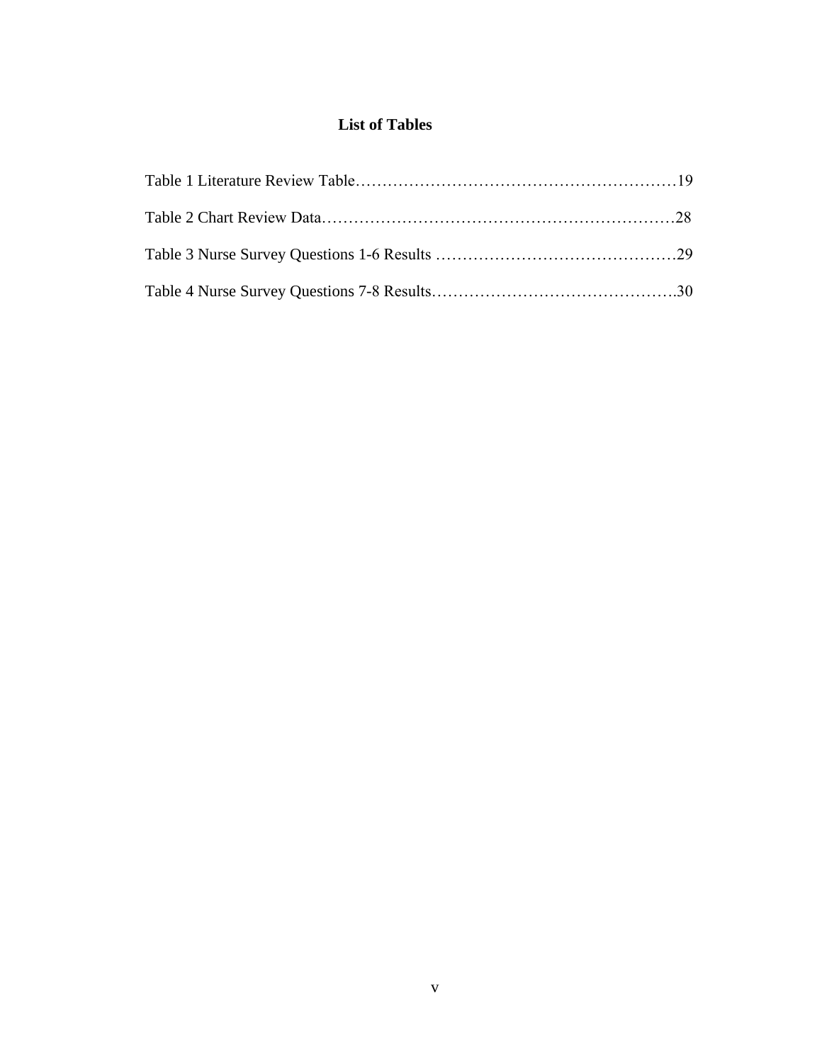## List of Tables

Table 1 Literature Review Table…………………………………………………19

Table 2 Chart Review Data………………………………………………………28

Table 3 Nurse Survey Questions 1-6 Results ………………………………………29

Table 4 Nurse Survey Questions 7-8 Results……………………………………….30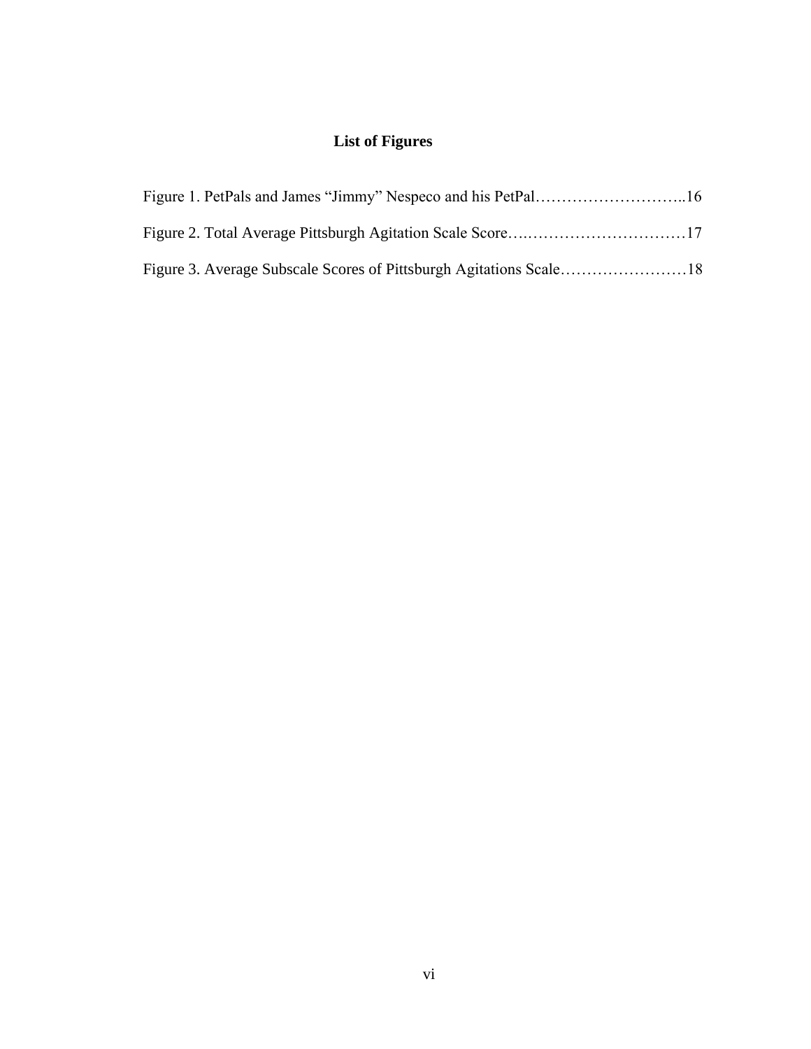## List of Figures

Figure 1. PetPals and James "Jimmy" Nespeco and his PetPal……………………….16

Figure 2. Total Average Pittsburgh Agitation Scale Score….…………………………17

Figure 3. Average Subscale Scores of Pittsburgh Agitations Scale……………………18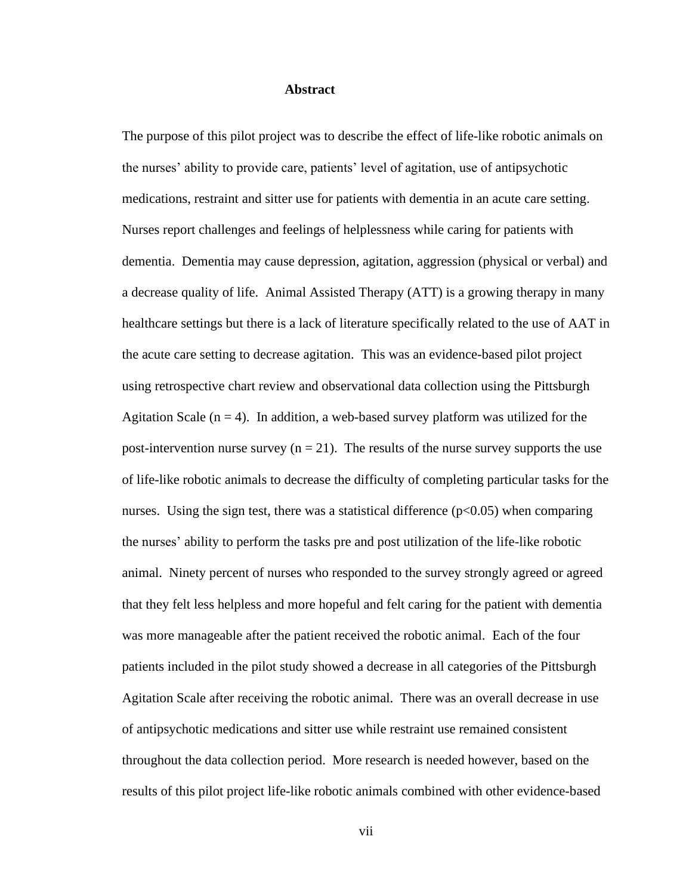## Abstract

The purpose of this pilot project was to describe the effect of life-like robotic animals on the nurses' ability to provide care, patients' level of agitation, use of antipsychotic medications, restraint and sitter use for patients with dementia in an acute care setting. Nurses report challenges and feelings of helplessness while caring for patients with dementia. Dementia may cause depression, agitation, aggression (physical or verbal) and a decrease quality of life. Animal Assisted Therapy (ATT) is a growing therapy in many healthcare settings but there is a lack of literature specifically related to the use of AAT in the acute care setting to decrease agitation. This was an evidence-based pilot project using retrospective chart review and observational data collection using the Pittsburgh Agitation Scale ($n = 4$). In addition, a web-based survey platform was utilized for the post-intervention nurse survey ($n = 21$). The results of the nurse survey supports the use of life-like robotic animals to decrease the difficulty of completing particular tasks for the nurses. Using the sign test, there was a statistical difference ($p<0.05$) when comparing the nurses' ability to perform the tasks pre and post utilization of the life-like robotic animal. Ninety percent of nurses who responded to the survey strongly agreed or agreed that they felt less helpless and more hopeful and felt caring for the patient with dementia was more manageable after the patient received the robotic animal. Each of the four patients included in the pilot study showed a decrease in all categories of the Pittsburgh Agitation Scale after receiving the robotic animal. There was an overall decrease in use of antipsychotic medications and sitter use while restraint use remained consistent throughout the data collection period. More research is needed however, based on the results of this pilot project life-like robotic animals combined with other evidence-based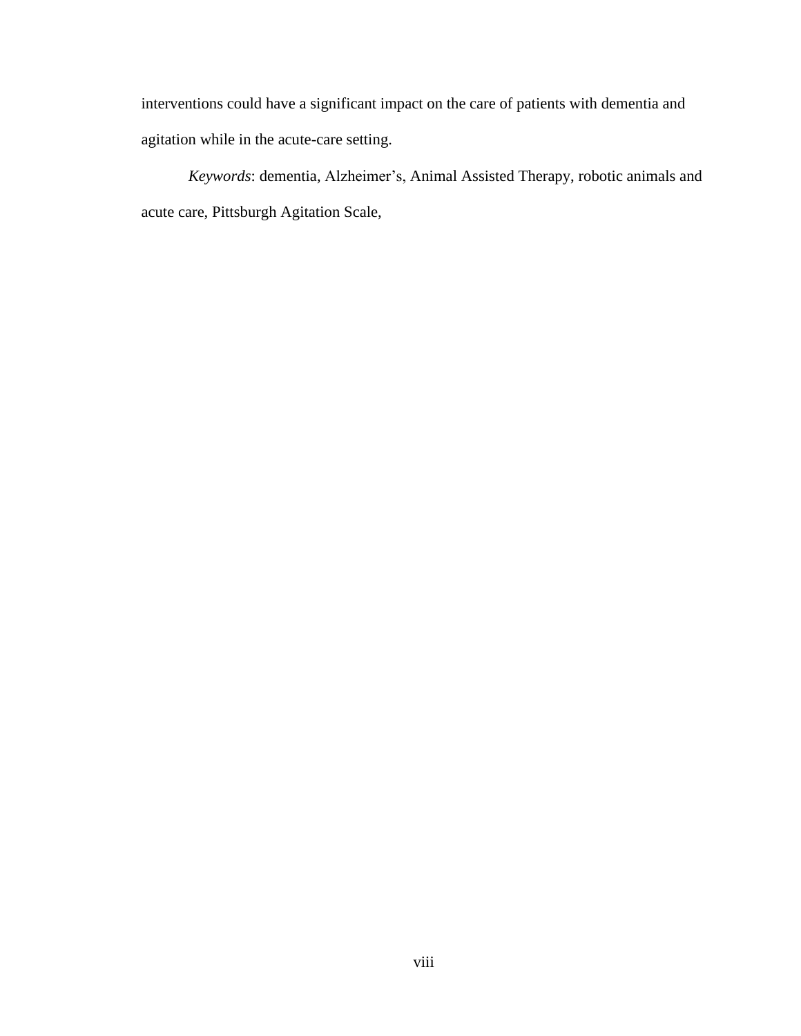interventions could have a significant impact on the care of patients with dementia and agitation while in the acute-care setting.

*Keywords*: dementia, Alzheimer's, Animal Assisted Therapy, robotic animals and acute care, Pittsburgh Agitation Scale,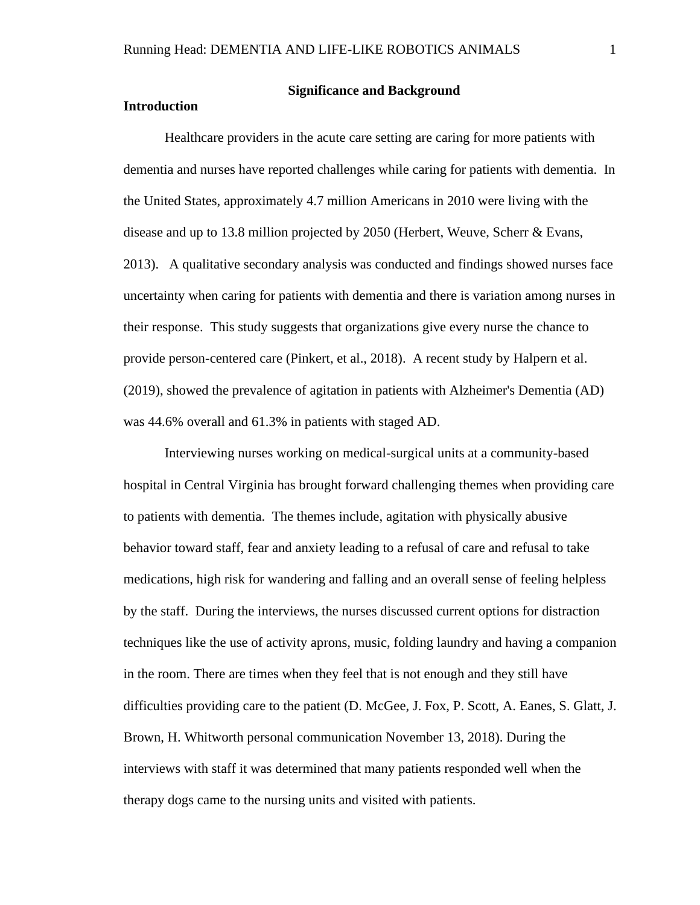## Significance and Background

### Introduction

Healthcare providers in the acute care setting are caring for more patients with dementia and nurses have reported challenges while caring for patients with dementia. In the United States, approximately 4.7 million Americans in 2010 were living with the disease and up to 13.8 million projected by 2050 (Herbert, Weuve, Scherr & Evans, 2013). A qualitative secondary analysis was conducted and findings showed nurses face uncertainty when caring for patients with dementia and there is variation among nurses in their response. This study suggests that organizations give every nurse the chance to provide person-centered care (Pinkert, et al., 2018). A recent study by Halpern et al. (2019), showed the prevalence of agitation in patients with Alzheimer's Dementia (AD) was 44.6% overall and 61.3% in patients with staged AD.

Interviewing nurses working on medical-surgical units at a community-based hospital in Central Virginia has brought forward challenging themes when providing care to patients with dementia. The themes include, agitation with physically abusive behavior toward staff, fear and anxiety leading to a refusal of care and refusal to take medications, high risk for wandering and falling and an overall sense of feeling helpless by the staff. During the interviews, the nurses discussed current options for distraction techniques like the use of activity aprons, music, folding laundry and having a companion in the room. There are times when they feel that is not enough and they still have difficulties providing care to the patient (D. McGee, J. Fox, P. Scott, A. Eanes, S. Glatt, J. Brown, H. Whitworth personal communication November 13, 2018). During the interviews with staff it was determined that many patients responded well when the therapy dogs came to the nursing units and visited with patients.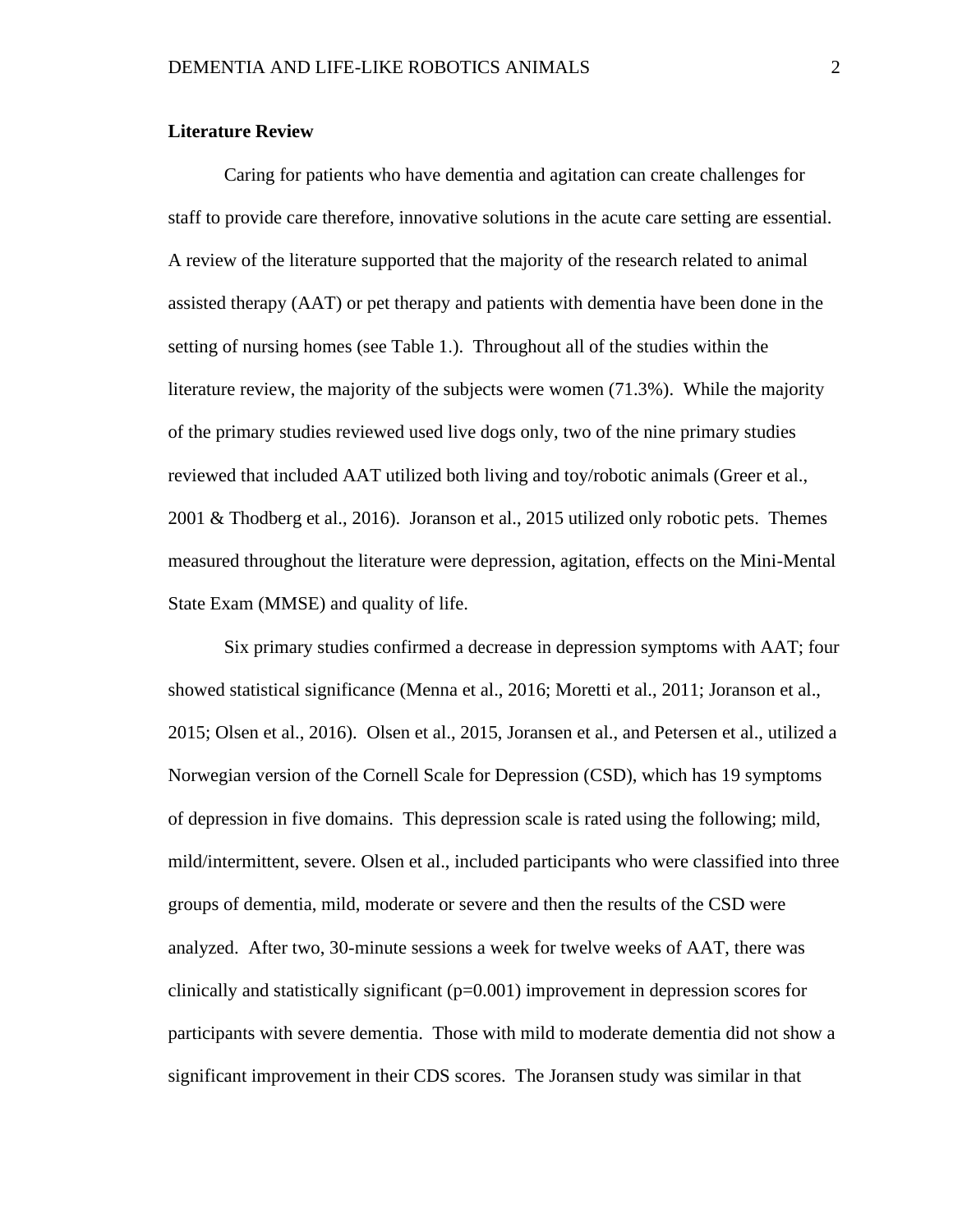**Literature Review**

Caring for patients who have dementia and agitation can create challenges for staff to provide care therefore, innovative solutions in the acute care setting are essential. A review of the literature supported that the majority of the research related to animal assisted therapy (AAT) or pet therapy and patients with dementia have been done in the setting of nursing homes (see Table 1.). Throughout all of the studies within the literature review, the majority of the subjects were women (71.3%). While the majority of the primary studies reviewed used live dogs only, two of the nine primary studies reviewed that included AAT utilized both living and toy/robotic animals (Greer et al., 2001 & Thodberg et al., 2016). Joranson et al., 2015 utilized only robotic pets. Themes measured throughout the literature were depression, agitation, effects on the Mini-Mental State Exam (MMSE) and quality of life.

Six primary studies confirmed a decrease in depression symptoms with AAT; four showed statistical significance (Menna et al., 2016; Moretti et al., 2011; Joranson et al., 2015; Olsen et al., 2016). Olsen et al., 2015, Joransen et al., and Petersen et al., utilized a Norwegian version of the Cornell Scale for Depression (CSD), which has 19 symptoms of depression in five domains. This depression scale is rated using the following; mild, mild/intermittent, severe. Olsen et al., included participants who were classified into three groups of dementia, mild, moderate or severe and then the results of the CSD were analyzed. After two, 30-minute sessions a week for twelve weeks of AAT, there was clinically and statistically significant ($p=0.001$) improvement in depression scores for participants with severe dementia. Those with mild to moderate dementia did not show a significant improvement in their CDS scores. The Joransen study was similar in that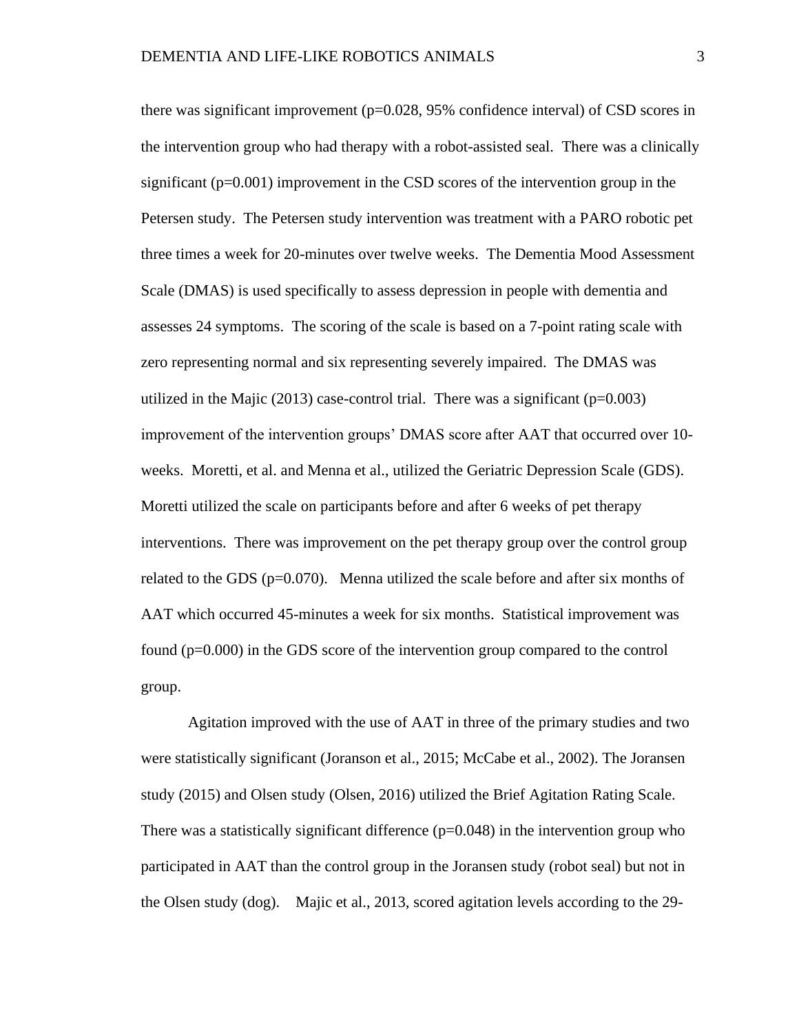there was significant improvement ($p=0.028$, 95% confidence interval) of CSD scores in the intervention group who had therapy with a robot-assisted seal. There was a clinically significant ($p=0.001$) improvement in the CSD scores of the intervention group in the Petersen study. The Petersen study intervention was treatment with a PARO robotic pet three times a week for 20-minutes over twelve weeks. The Dementia Mood Assessment Scale (DMAS) is used specifically to assess depression in people with dementia and assesses 24 symptoms. The scoring of the scale is based on a 7-point rating scale with zero representing normal and six representing severely impaired. The DMAS was utilized in the Majic (2013) case-control trial. There was a significant ($p=0.003$) improvement of the intervention groups' DMAS score after AAT that occurred over 10-weeks. Moretti, et al. and Menna et al., utilized the Geriatric Depression Scale (GDS). Moretti utilized the scale on participants before and after 6 weeks of pet therapy interventions. There was improvement on the pet therapy group over the control group related to the GDS ($p=0.070$). Menna utilized the scale before and after six months of AAT which occurred 45-minutes a week for six months. Statistical improvement was found ($p=0.000$) in the GDS score of the intervention group compared to the control group.

Agitation improved with the use of AAT in three of the primary studies and two were statistically significant (Joranson et al., 2015; McCabe et al., 2002). The Joransen study (2015) and Olsen study (Olsen, 2016) utilized the Brief Agitation Rating Scale. There was a statistically significant difference ($p=0.048$) in the intervention group who participated in AAT than the control group in the Joransen study (robot seal) but not in the Olsen study (dog). Majic et al., 2013, scored agitation levels according to the 29-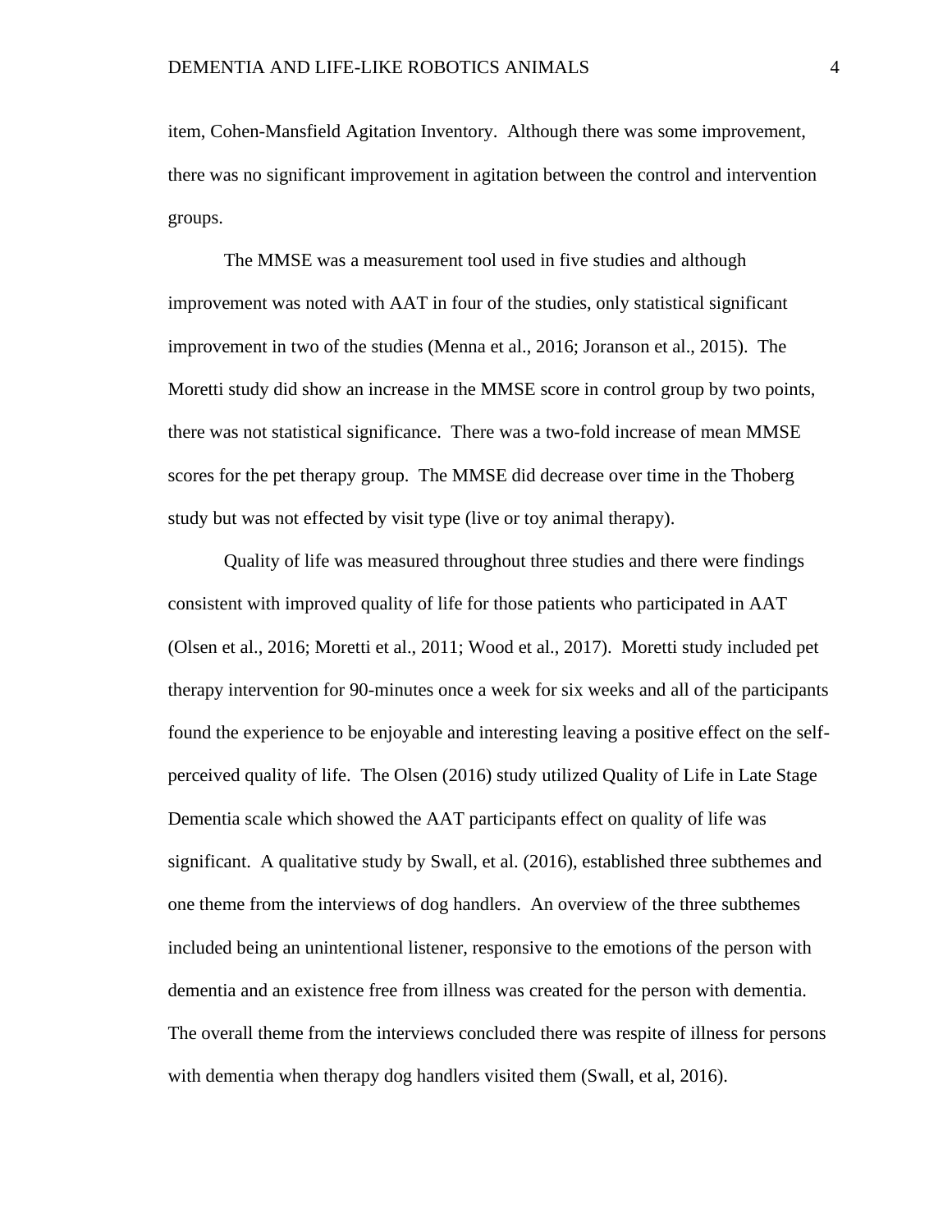item, Cohen-Mansfield Agitation Inventory. Although there was some improvement, there was no significant improvement in agitation between the control and intervention groups.

The MMSE was a measurement tool used in five studies and although improvement was noted with AAT in four of the studies, only statistical significant improvement in two of the studies (Menna et al., 2016; Joranson et al., 2015). The Moretti study did show an increase in the MMSE score in control group by two points, there was not statistical significance. There was a two-fold increase of mean MMSE scores for the pet therapy group. The MMSE did decrease over time in the Thoberg study but was not effected by visit type (live or toy animal therapy).

Quality of life was measured throughout three studies and there were findings consistent with improved quality of life for those patients who participated in AAT (Olsen et al., 2016; Moretti et al., 2011; Wood et al., 2017). Moretti study included pet therapy intervention for 90-minutes once a week for six weeks and all of the participants found the experience to be enjoyable and interesting leaving a positive effect on the self-perceived quality of life. The Olsen (2016) study utilized Quality of Life in Late Stage Dementia scale which showed the AAT participants effect on quality of life was significant. A qualitative study by Swall, et al. (2016), established three subthemes and one theme from the interviews of dog handlers. An overview of the three subthemes included being an unintentional listener, responsive to the emotions of the person with dementia and an existence free from illness was created for the person with dementia. The overall theme from the interviews concluded there was respite of illness for persons with dementia when therapy dog handlers visited them (Swall, et al, 2016).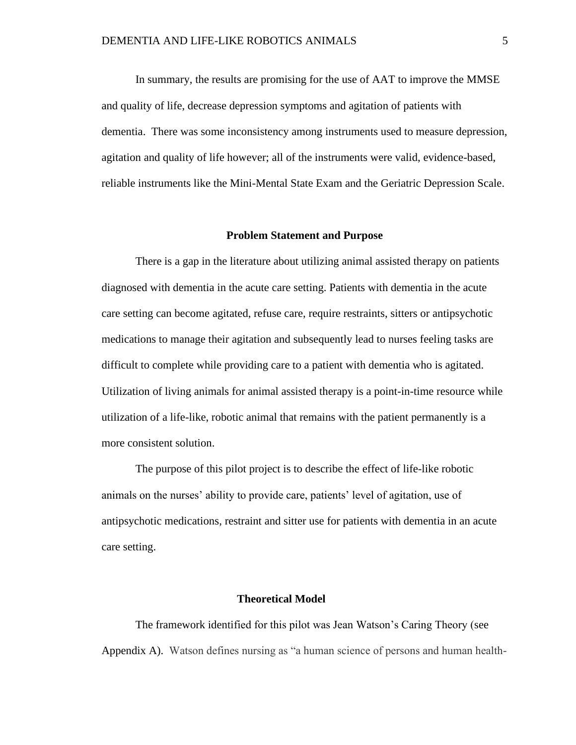In summary, the results are promising for the use of AAT to improve the MMSE and quality of life, decrease depression symptoms and agitation of patients with dementia. There was some inconsistency among instruments used to measure depression, agitation and quality of life however; all of the instruments were valid, evidence-based, reliable instruments like the Mini-Mental State Exam and the Geriatric Depression Scale.

## Problem Statement and Purpose

There is a gap in the literature about utilizing animal assisted therapy on patients diagnosed with dementia in the acute care setting. Patients with dementia in the acute care setting can become agitated, refuse care, require restraints, sitters or antipsychotic medications to manage their agitation and subsequently lead to nurses feeling tasks are difficult to complete while providing care to a patient with dementia who is agitated. Utilization of living animals for animal assisted therapy is a point-in-time resource while utilization of a life-like, robotic animal that remains with the patient permanently is a more consistent solution.

The purpose of this pilot project is to describe the effect of life-like robotic animals on the nurses' ability to provide care, patients' level of agitation, use of antipsychotic medications, restraint and sitter use for patients with dementia in an acute care setting.

## Theoretical Model

The framework identified for this pilot was Jean Watson's Caring Theory (see Appendix A). Watson defines nursing as "a human science of persons and human health-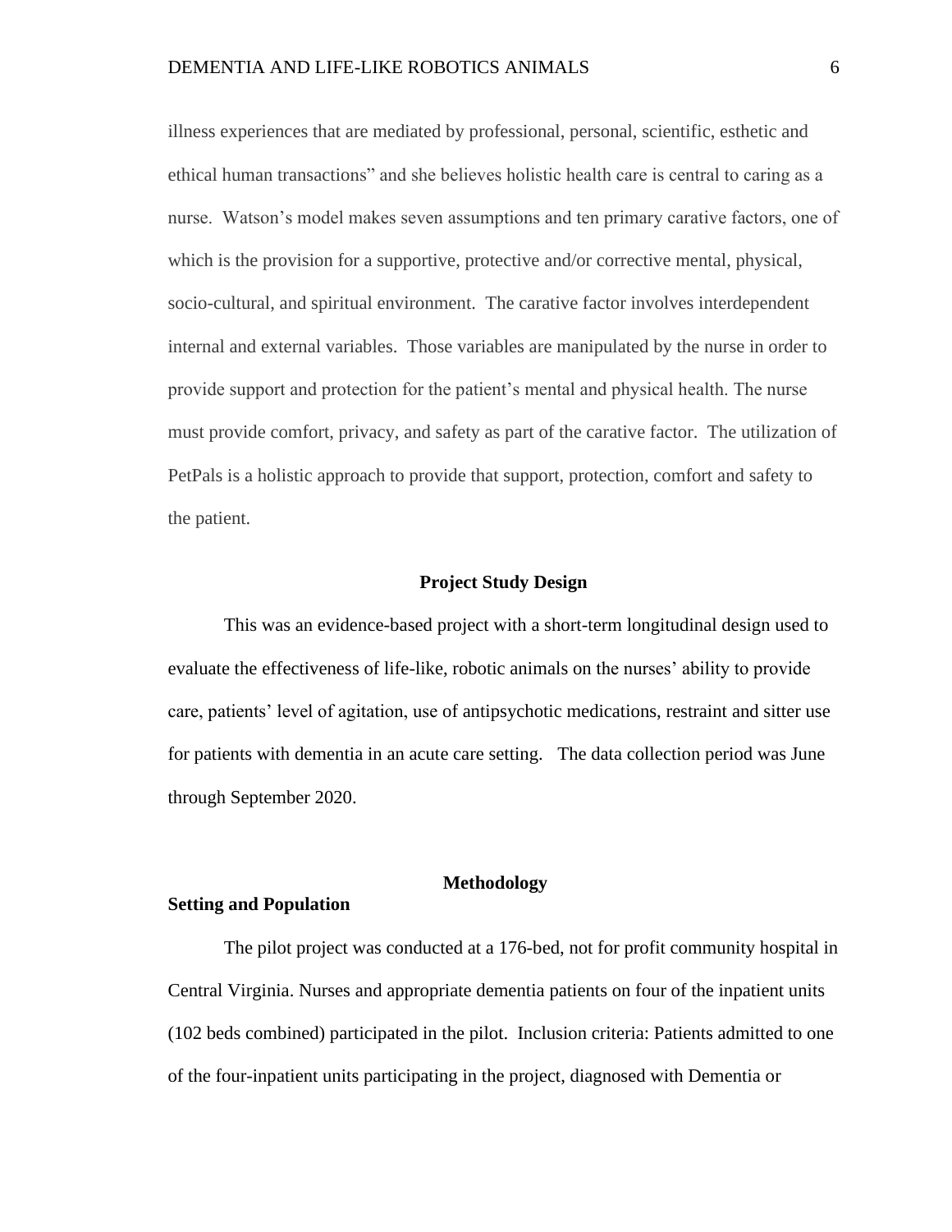illness experiences that are mediated by professional, personal, scientific, esthetic and ethical human transactions" and she believes holistic health care is central to caring as a nurse. Watson's model makes seven assumptions and ten primary carative factors, one of which is the provision for a supportive, protective and/or corrective mental, physical, socio-cultural, and spiritual environment. The carative factor involves interdependent internal and external variables. Those variables are manipulated by the nurse in order to provide support and protection for the patient's mental and physical health. The nurse must provide comfort, privacy, and safety as part of the carative factor. The utilization of PetPals is a holistic approach to provide that support, protection, comfort and safety to the patient.

## Project Study Design

This was an evidence-based project with a short-term longitudinal design used to evaluate the effectiveness of life-like, robotic animals on the nurses' ability to provide care, patients' level of agitation, use of antipsychotic medications, restraint and sitter use for patients with dementia in an acute care setting. The data collection period was June through September 2020.

## Methodology

### Setting and Population

The pilot project was conducted at a 176-bed, not for profit community hospital in Central Virginia. Nurses and appropriate dementia patients on four of the inpatient units (102 beds combined) participated in the pilot. Inclusion criteria: Patients admitted to one of the four-inpatient units participating in the project, diagnosed with Dementia or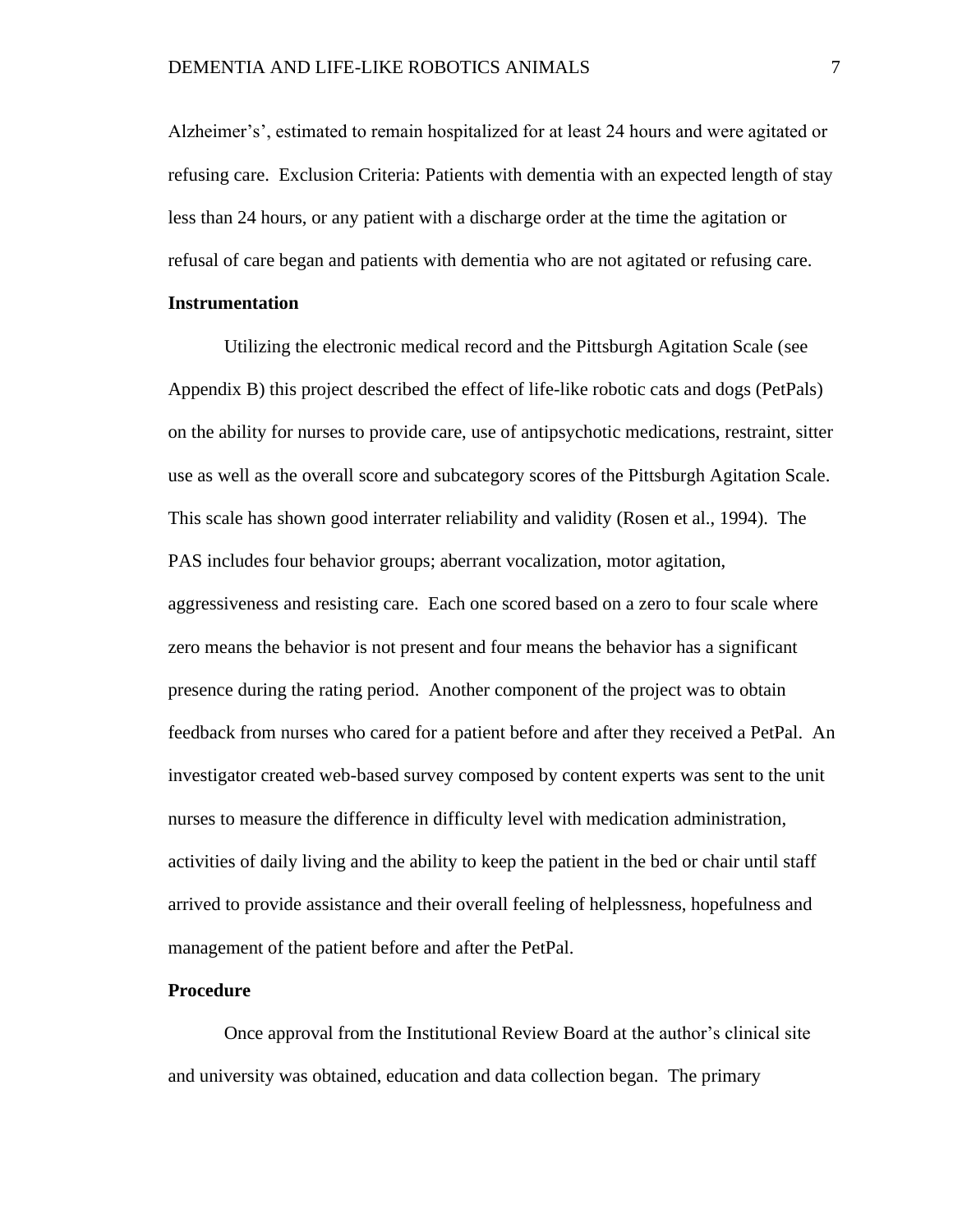Alzheimer's', estimated to remain hospitalized for at least 24 hours and were agitated or refusing care. Exclusion Criteria: Patients with dementia with an expected length of stay less than 24 hours, or any patient with a discharge order at the time the agitation or refusal of care began and patients with dementia who are not agitated or refusing care.

**Instrumentation**

Utilizing the electronic medical record and the Pittsburgh Agitation Scale (see Appendix B) this project described the effect of life-like robotic cats and dogs (PetPals) on the ability for nurses to provide care, use of antipsychotic medications, restraint, sitter use as well as the overall score and subcategory scores of the Pittsburgh Agitation Scale. This scale has shown good interrater reliability and validity (Rosen et al., 1994). The PAS includes four behavior groups; aberrant vocalization, motor agitation, aggressiveness and resisting care. Each one scored based on a zero to four scale where zero means the behavior is not present and four means the behavior has a significant presence during the rating period. Another component of the project was to obtain feedback from nurses who cared for a patient before and after they received a PetPal. An investigator created web-based survey composed by content experts was sent to the unit nurses to measure the difference in difficulty level with medication administration, activities of daily living and the ability to keep the patient in the bed or chair until staff arrived to provide assistance and their overall feeling of helplessness, hopefulness and management of the patient before and after the PetPal.

**Procedure**

Once approval from the Institutional Review Board at the author's clinical site and university was obtained, education and data collection began. The primary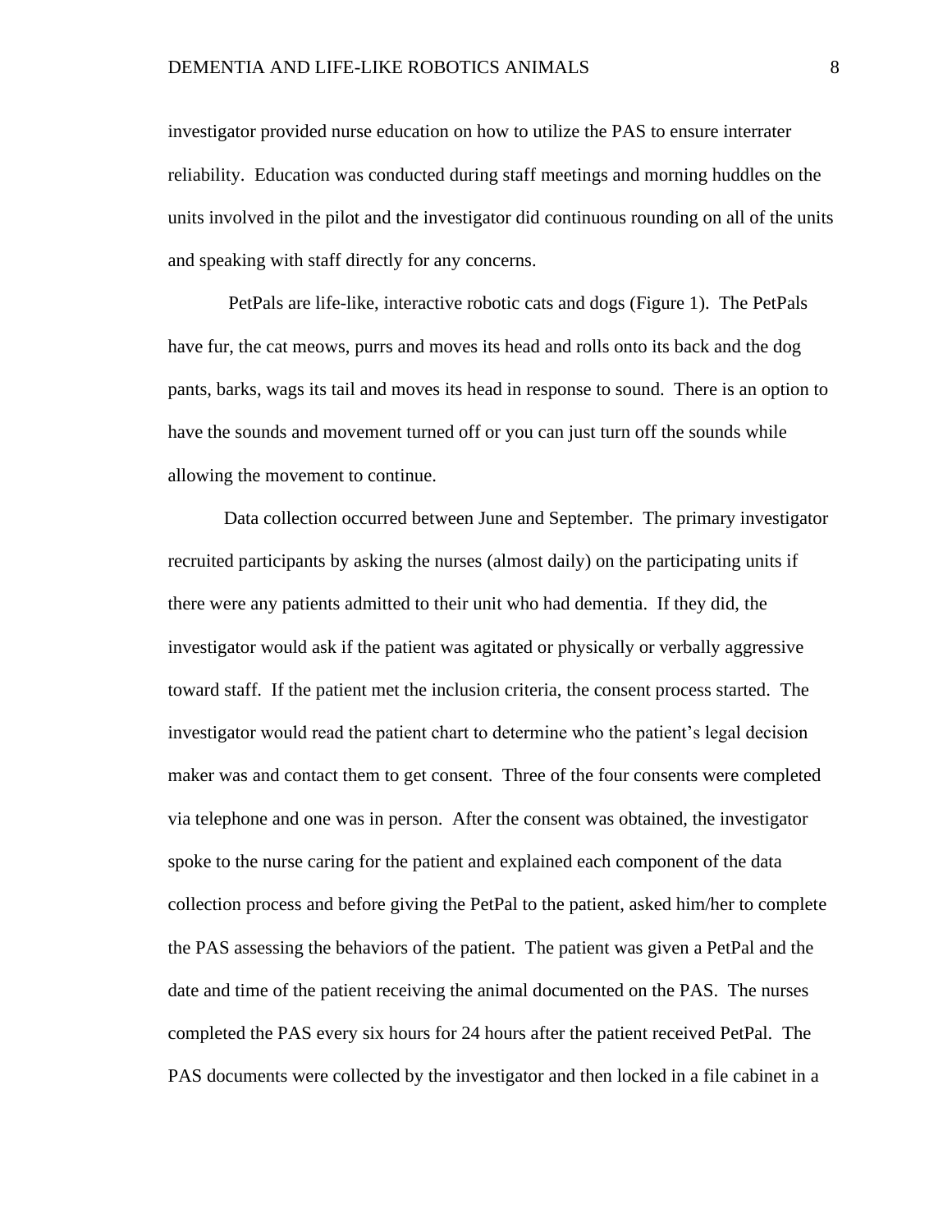investigator provided nurse education on how to utilize the PAS to ensure interrater reliability. Education was conducted during staff meetings and morning huddles on the units involved in the pilot and the investigator did continuous rounding on all of the units and speaking with staff directly for any concerns.

PetPals are life-like, interactive robotic cats and dogs (Figure 1). The PetPals have fur, the cat meows, purrs and moves its head and rolls onto its back and the dog pants, barks, wags its tail and moves its head in response to sound. There is an option to have the sounds and movement turned off or you can just turn off the sounds while allowing the movement to continue.

Data collection occurred between June and September. The primary investigator recruited participants by asking the nurses (almost daily) on the participating units if there were any patients admitted to their unit who had dementia. If they did, the investigator would ask if the patient was agitated or physically or verbally aggressive toward staff. If the patient met the inclusion criteria, the consent process started. The investigator would read the patient chart to determine who the patient's legal decision maker was and contact them to get consent. Three of the four consents were completed via telephone and one was in person. After the consent was obtained, the investigator spoke to the nurse caring for the patient and explained each component of the data collection process and before giving the PetPal to the patient, asked him/her to complete the PAS assessing the behaviors of the patient. The patient was given a PetPal and the date and time of the patient receiving the animal documented on the PAS. The nurses completed the PAS every six hours for 24 hours after the patient received PetPal. The PAS documents were collected by the investigator and then locked in a file cabinet in a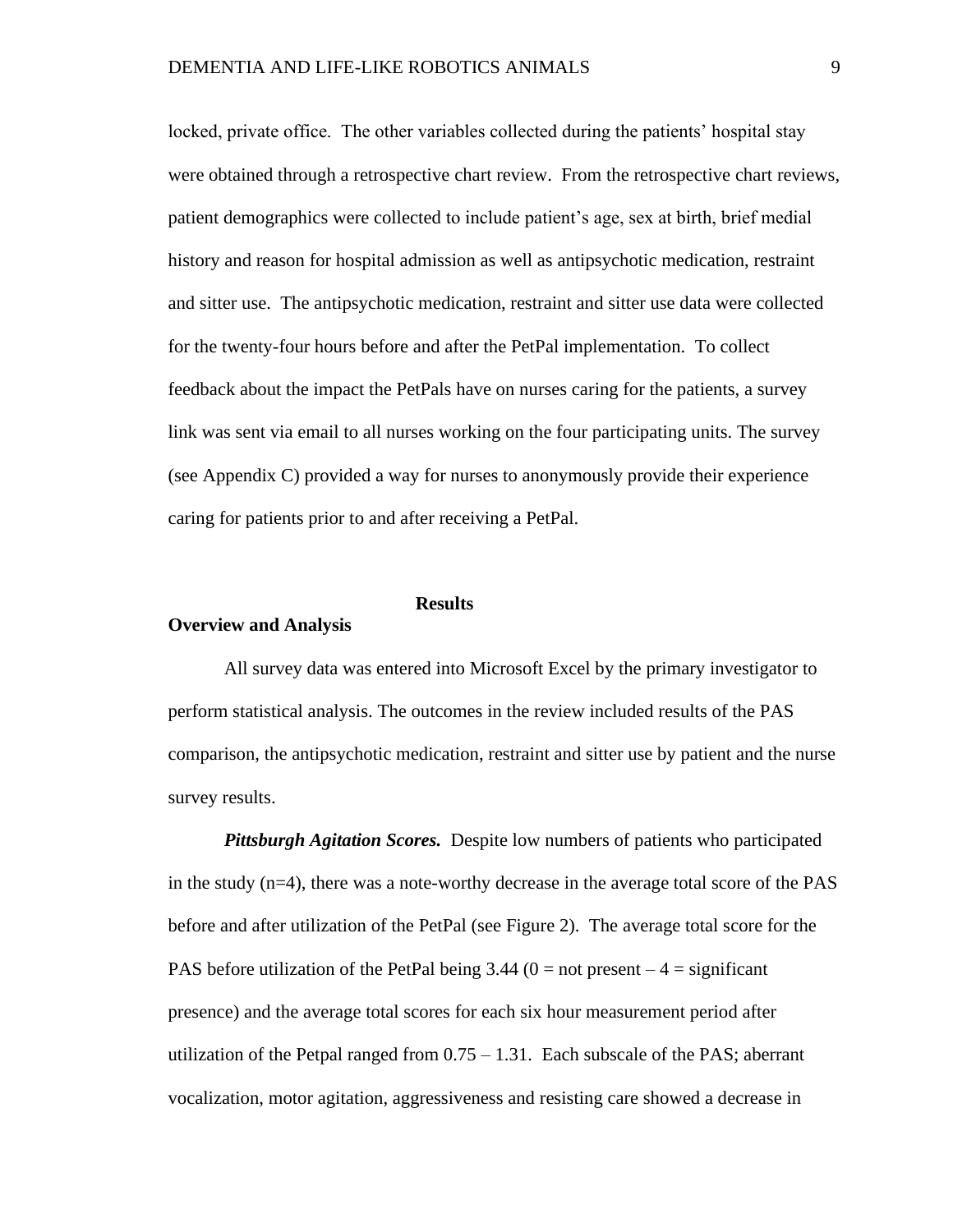locked, private office. The other variables collected during the patients' hospital stay were obtained through a retrospective chart review. From the retrospective chart reviews, patient demographics were collected to include patient's age, sex at birth, brief medial history and reason for hospital admission as well as antipsychotic medication, restraint and sitter use. The antipsychotic medication, restraint and sitter use data were collected for the twenty-four hours before and after the PetPal implementation. To collect feedback about the impact the PetPals have on nurses caring for the patients, a survey link was sent via email to all nurses working on the four participating units. The survey (see Appendix C) provided a way for nurses to anonymously provide their experience caring for patients prior to and after receiving a PetPal.

## Results

### Overview and Analysis

All survey data was entered into Microsoft Excel by the primary investigator to perform statistical analysis. The outcomes in the review included results of the PAS comparison, the antipsychotic medication, restraint and sitter use by patient and the nurse survey results.

***Pittsburgh Agitation Scores.*** Despite low numbers of patients who participated in the study (n=4), there was a note-worthy decrease in the average total score of the PAS before and after utilization of the PetPal (see Figure 2). The average total score for the PAS before utilization of the PetPal being 3.44 (0 = not present – 4 = significant presence) and the average total scores for each six hour measurement period after utilization of the Petpal ranged from 0.75 – 1.31. Each subscale of the PAS; aberrant vocalization, motor agitation, aggressiveness and resisting care showed a decrease in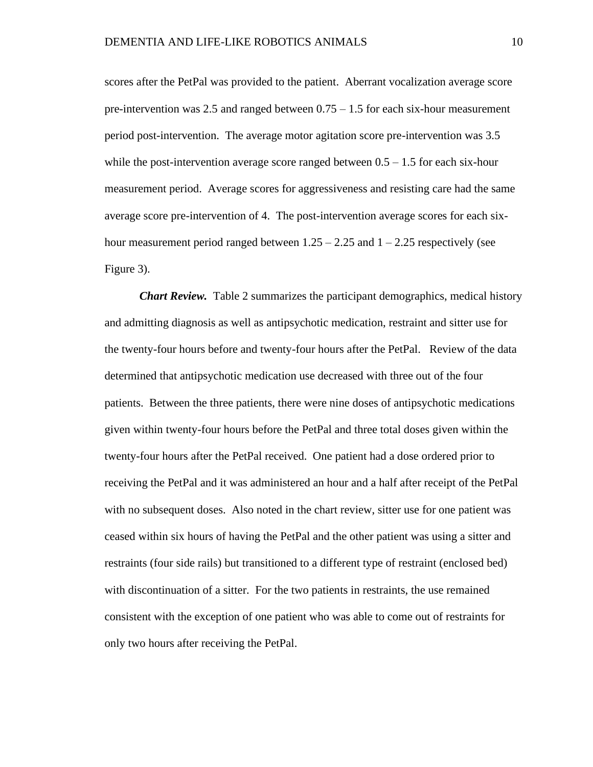scores after the PetPal was provided to the patient. Aberrant vocalization average score pre-intervention was 2.5 and ranged between 0.75 – 1.5 for each six-hour measurement period post-intervention. The average motor agitation score pre-intervention was 3.5 while the post-intervention average score ranged between 0.5 – 1.5 for each six-hour measurement period. Average scores for aggressiveness and resisting care had the same average score pre-intervention of 4. The post-intervention average scores for each six-hour measurement period ranged between 1.25 – 2.25 and 1 – 2.25 respectively (see Figure 3).

***Chart Review.*** Table 2 summarizes the participant demographics, medical history and admitting diagnosis as well as antipsychotic medication, restraint and sitter use for the twenty-four hours before and twenty-four hours after the PetPal. Review of the data determined that antipsychotic medication use decreased with three out of the four patients. Between the three patients, there were nine doses of antipsychotic medications given within twenty-four hours before the PetPal and three total doses given within the twenty-four hours after the PetPal received. One patient had a dose ordered prior to receiving the PetPal and it was administered an hour and a half after receipt of the PetPal with no subsequent doses. Also noted in the chart review, sitter use for one patient was ceased within six hours of having the PetPal and the other patient was using a sitter and restraints (four side rails) but transitioned to a different type of restraint (enclosed bed) with discontinuation of a sitter. For the two patients in restraints, the use remained consistent with the exception of one patient who was able to come out of restraints for only two hours after receiving the PetPal.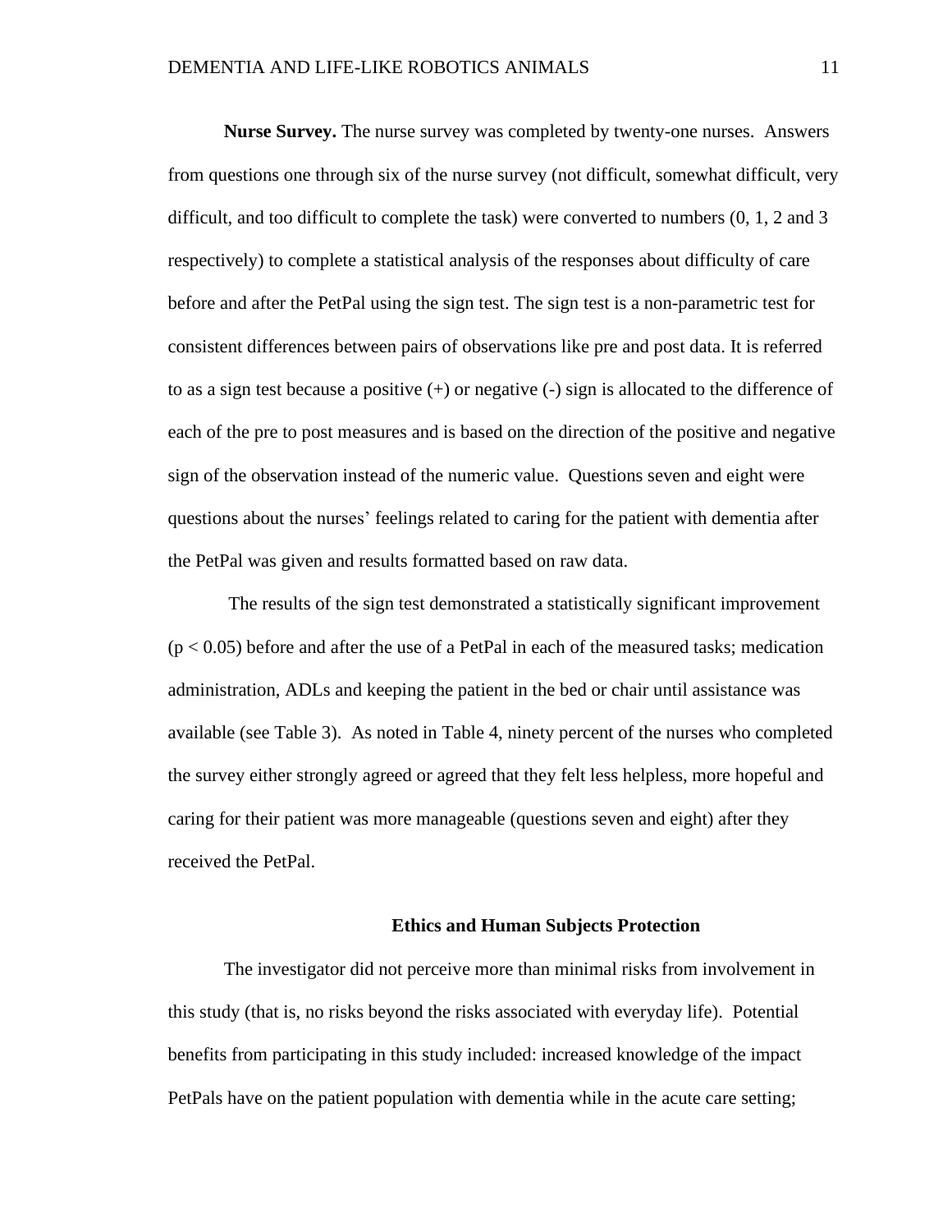**Nurse Survey.** The nurse survey was completed by twenty-one nurses. Answers from questions one through six of the nurse survey (not difficult, somewhat difficult, very difficult, and too difficult to complete the task) were converted to numbers (0, 1, 2 and 3 respectively) to complete a statistical analysis of the responses about difficulty of care before and after the PetPal using the sign test. The sign test is a non-parametric test for consistent differences between pairs of observations like pre and post data. It is referred to as a sign test because a positive (+) or negative (-) sign is allocated to the difference of each of the pre to post measures and is based on the direction of the positive and negative sign of the observation instead of the numeric value. Questions seven and eight were questions about the nurses' feelings related to caring for the patient with dementia after the PetPal was given and results formatted based on raw data.

The results of the sign test demonstrated a statistically significant improvement ($p < 0.05$) before and after the use of a PetPal in each of the measured tasks; medication administration, ADLs and keeping the patient in the bed or chair until assistance was available (see Table 3). As noted in Table 4, ninety percent of the nurses who completed the survey either strongly agreed or agreed that they felt less helpless, more hopeful and caring for their patient was more manageable (questions seven and eight) after they received the PetPal.

## Ethics and Human Subjects Protection

The investigator did not perceive more than minimal risks from involvement in this study (that is, no risks beyond the risks associated with everyday life). Potential benefits from participating in this study included: increased knowledge of the impact PetPals have on the patient population with dementia while in the acute care setting;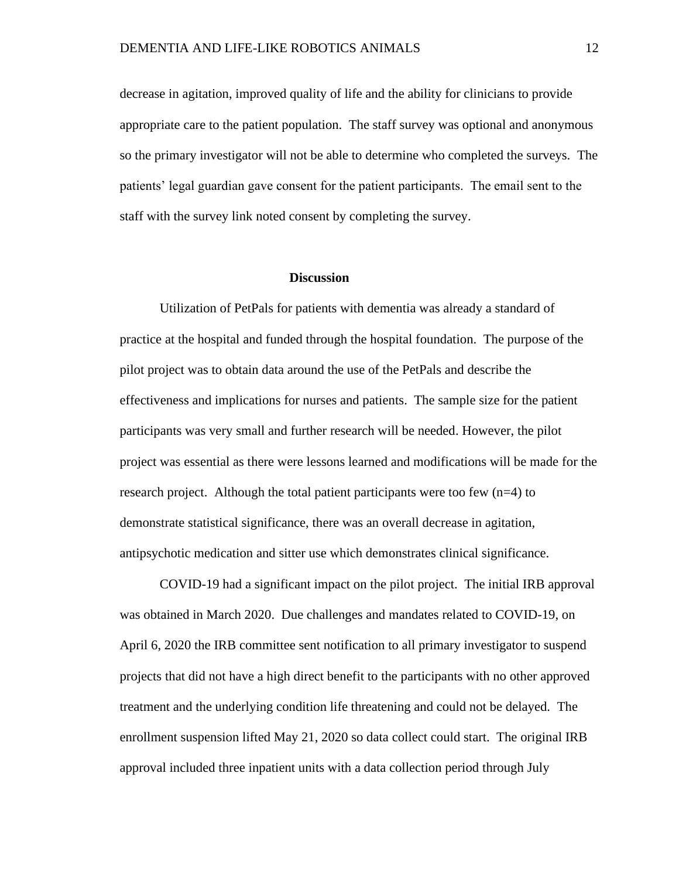decrease in agitation, improved quality of life and the ability for clinicians to provide appropriate care to the patient population. The staff survey was optional and anonymous so the primary investigator will not be able to determine who completed the surveys. The patients' legal guardian gave consent for the patient participants. The email sent to the staff with the survey link noted consent by completing the survey.

## Discussion

Utilization of PetPals for patients with dementia was already a standard of practice at the hospital and funded through the hospital foundation. The purpose of the pilot project was to obtain data around the use of the PetPals and describe the effectiveness and implications for nurses and patients. The sample size for the patient participants was very small and further research will be needed. However, the pilot project was essential as there were lessons learned and modifications will be made for the research project. Although the total patient participants were too few (n=4) to demonstrate statistical significance, there was an overall decrease in agitation, antipsychotic medication and sitter use which demonstrates clinical significance.

COVID-19 had a significant impact on the pilot project. The initial IRB approval was obtained in March 2020. Due challenges and mandates related to COVID-19, on April 6, 2020 the IRB committee sent notification to all primary investigator to suspend projects that did not have a high direct benefit to the participants with no other approved treatment and the underlying condition life threatening and could not be delayed. The enrollment suspension lifted May 21, 2020 so data collect could start. The original IRB approval included three inpatient units with a data collection period through July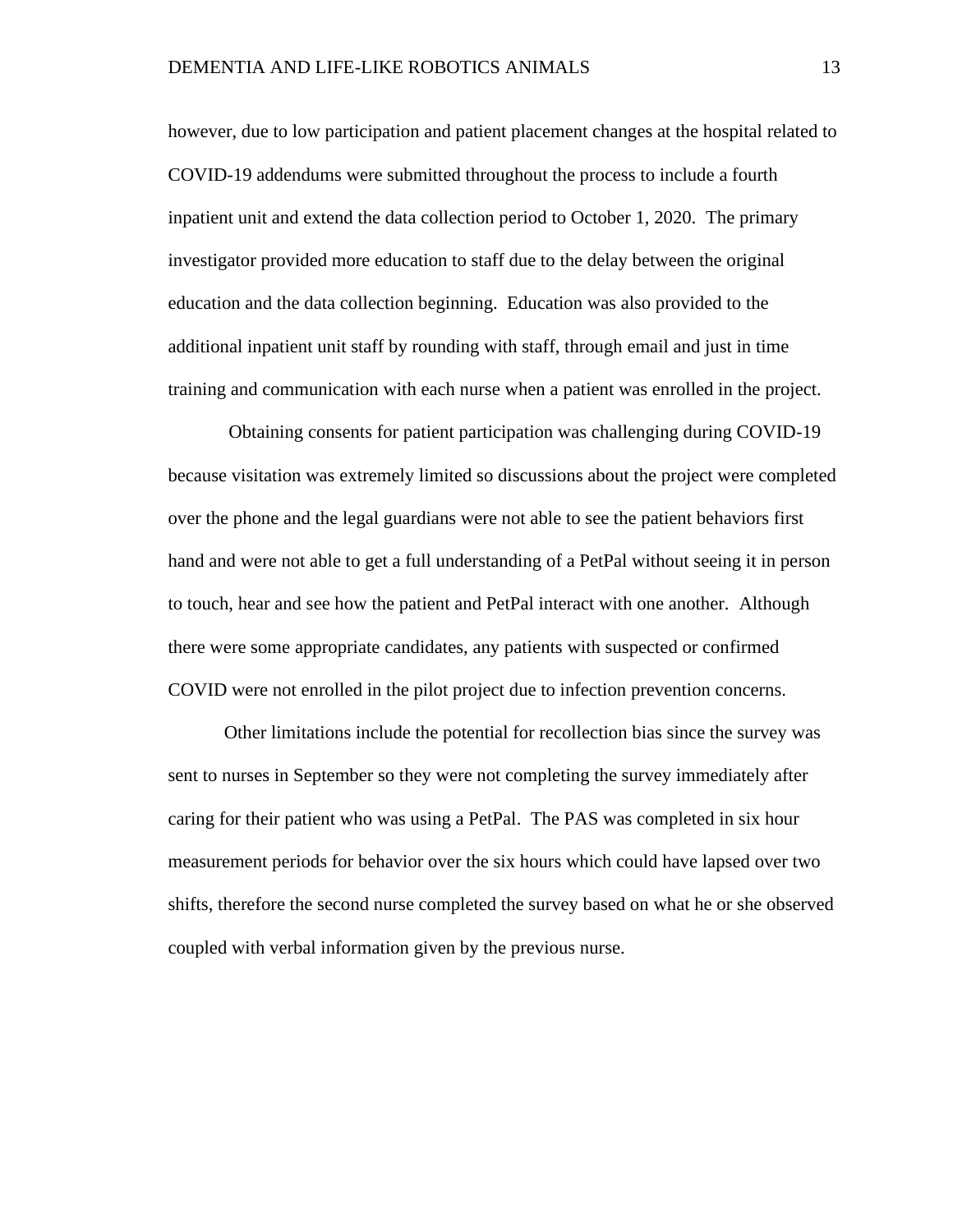however, due to low participation and patient placement changes at the hospital related to COVID-19 addendums were submitted throughout the process to include a fourth inpatient unit and extend the data collection period to October 1, 2020. The primary investigator provided more education to staff due to the delay between the original education and the data collection beginning. Education was also provided to the additional inpatient unit staff by rounding with staff, through email and just in time training and communication with each nurse when a patient was enrolled in the project.

Obtaining consents for patient participation was challenging during COVID-19 because visitation was extremely limited so discussions about the project were completed over the phone and the legal guardians were not able to see the patient behaviors first hand and were not able to get a full understanding of a PetPal without seeing it in person to touch, hear and see how the patient and PetPal interact with one another. Although there were some appropriate candidates, any patients with suspected or confirmed COVID were not enrolled in the pilot project due to infection prevention concerns.

Other limitations include the potential for recollection bias since the survey was sent to nurses in September so they were not completing the survey immediately after caring for their patient who was using a PetPal. The PAS was completed in six hour measurement periods for behavior over the six hours which could have lapsed over two shifts, therefore the second nurse completed the survey based on what he or she observed coupled with verbal information given by the previous nurse.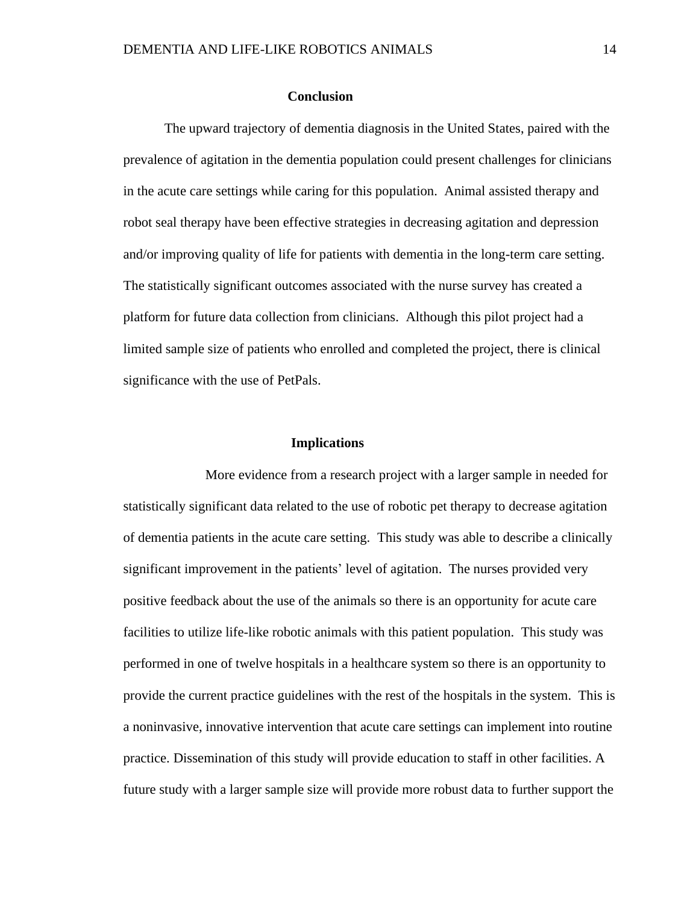## Conclusion

The upward trajectory of dementia diagnosis in the United States, paired with the prevalence of agitation in the dementia population could present challenges for clinicians in the acute care settings while caring for this population. Animal assisted therapy and robot seal therapy have been effective strategies in decreasing agitation and depression and/or improving quality of life for patients with dementia in the long-term care setting. The statistically significant outcomes associated with the nurse survey has created a platform for future data collection from clinicians. Although this pilot project had a limited sample size of patients who enrolled and completed the project, there is clinical significance with the use of PetPals.

## Implications

More evidence from a research project with a larger sample in needed for statistically significant data related to the use of robotic pet therapy to decrease agitation of dementia patients in the acute care setting. This study was able to describe a clinically significant improvement in the patients' level of agitation. The nurses provided very positive feedback about the use of the animals so there is an opportunity for acute care facilities to utilize life-like robotic animals with this patient population. This study was performed in one of twelve hospitals in a healthcare system so there is an opportunity to provide the current practice guidelines with the rest of the hospitals in the system. This is a noninvasive, innovative intervention that acute care settings can implement into routine practice. Dissemination of this study will provide education to staff in other facilities. A future study with a larger sample size will provide more robust data to further support the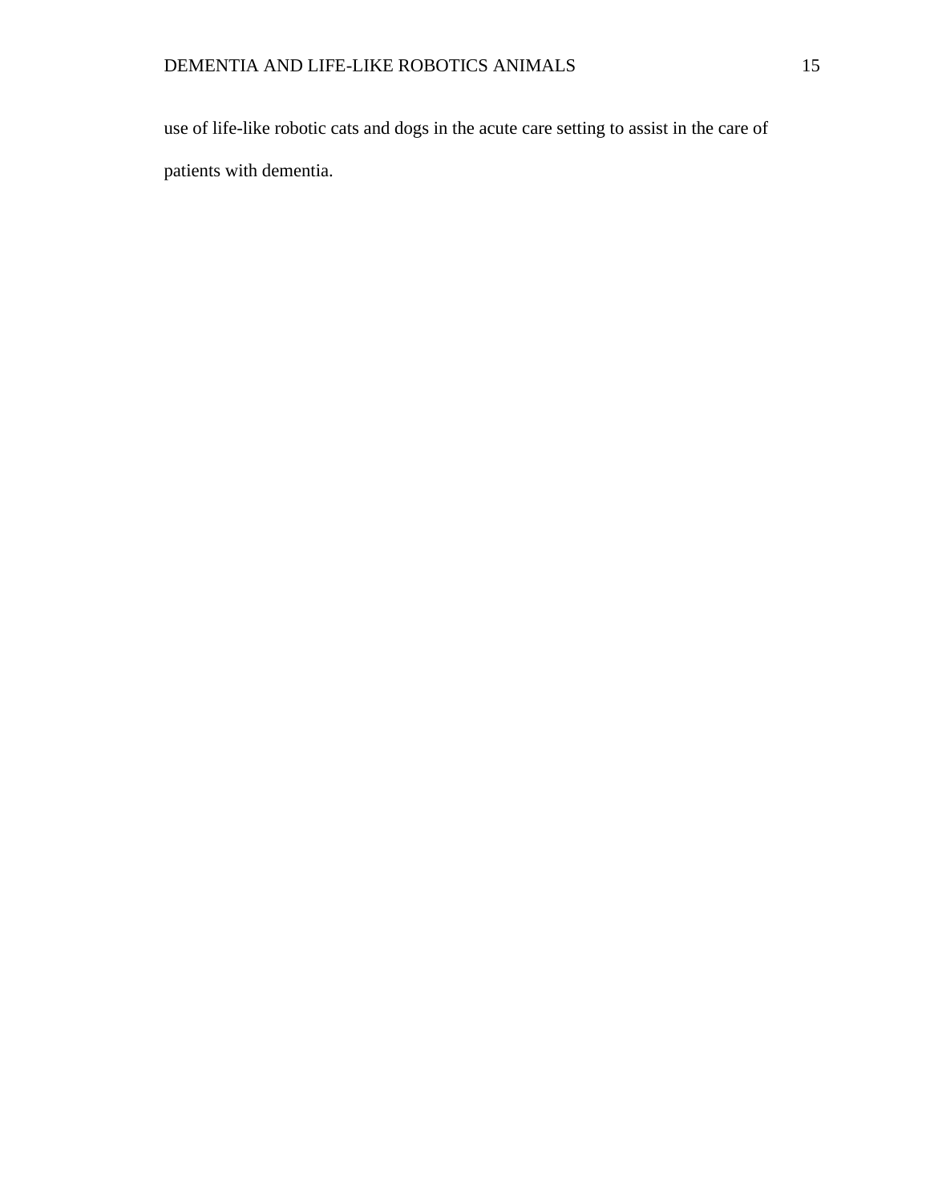use of life-like robotic cats and dogs in the acute care setting to assist in the care of patients with dementia.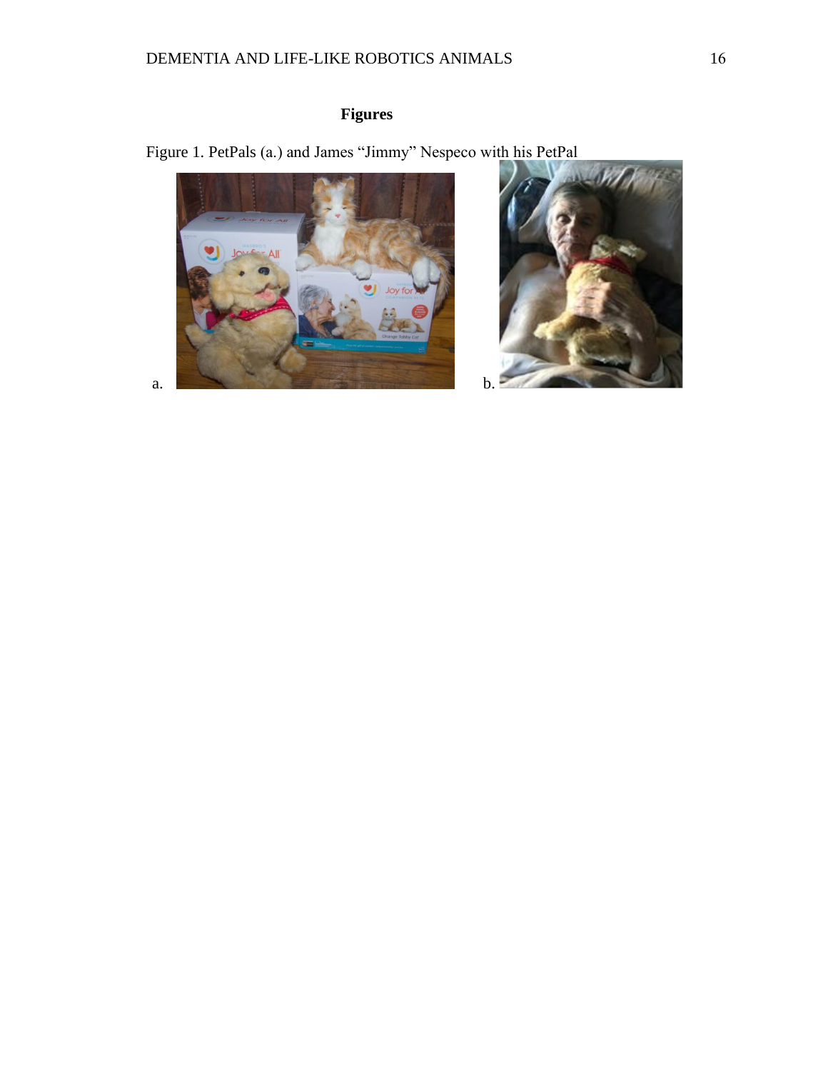# Figures

Figure 1. PetPals (a.) and James "Jimmy" Nespeco with his PetPal

a.

b.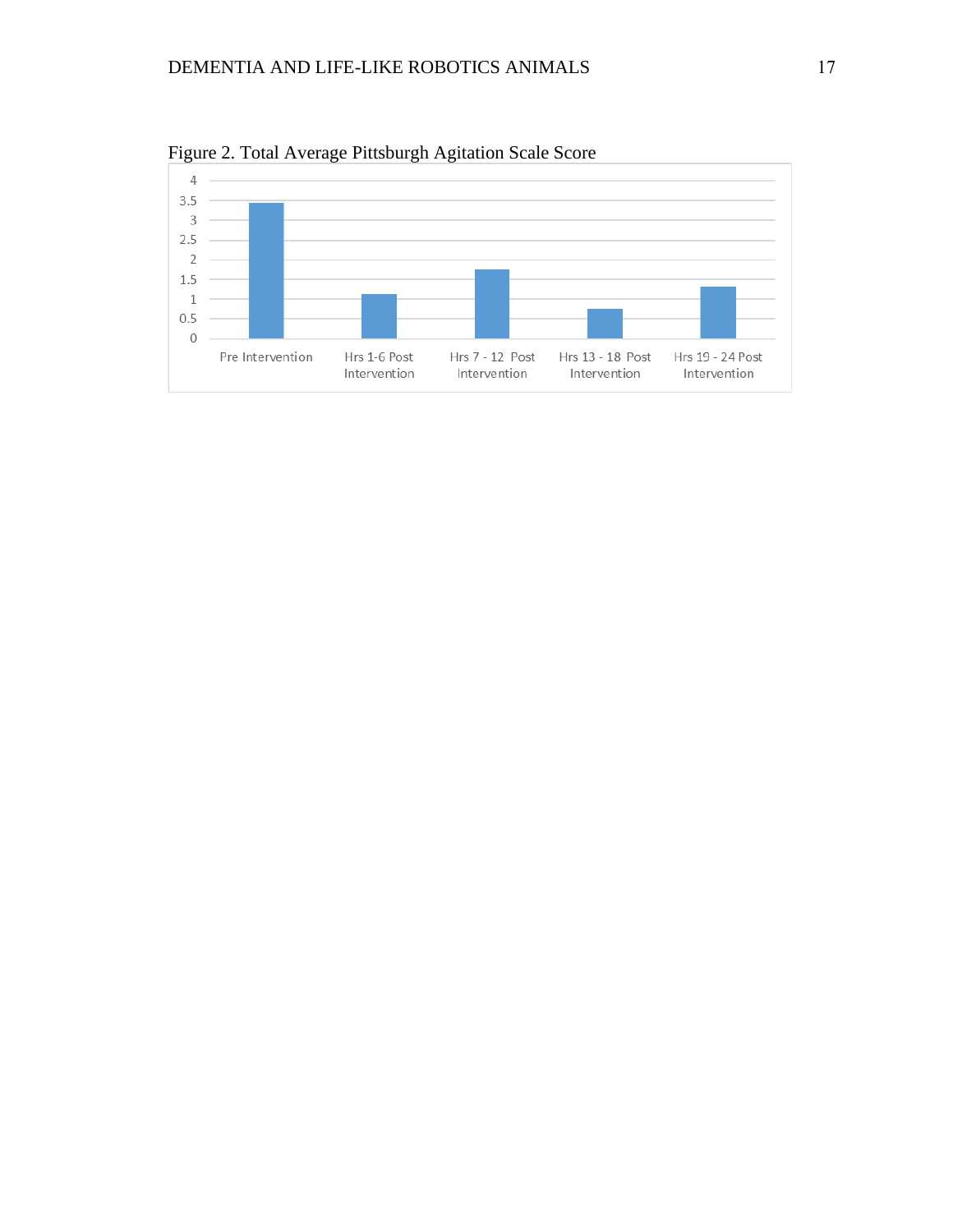Figure 2. Total Average Pittsburgh Agitation Scale Score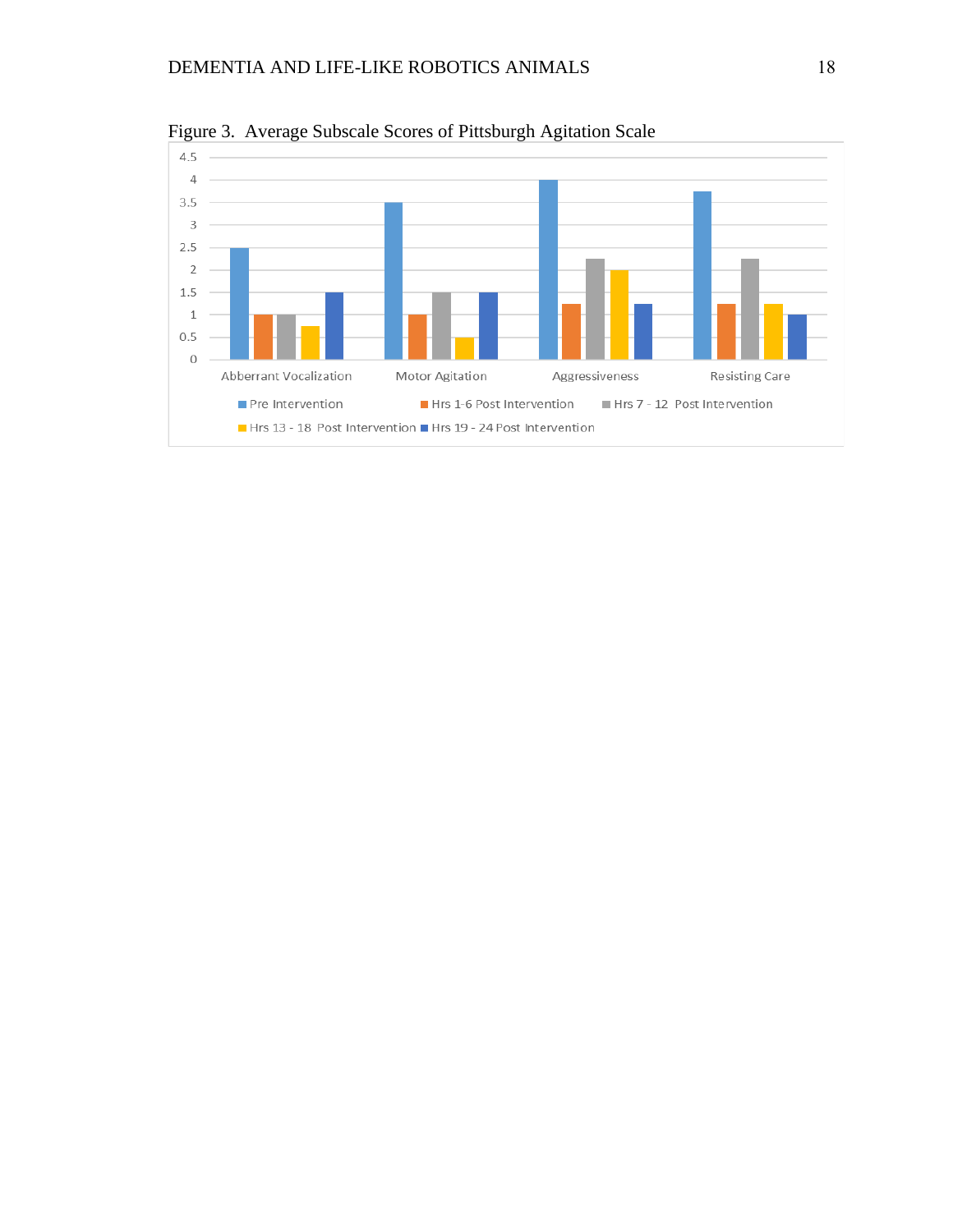Figure 3. Average Subscale Scores of Pittsburgh Agitation Scale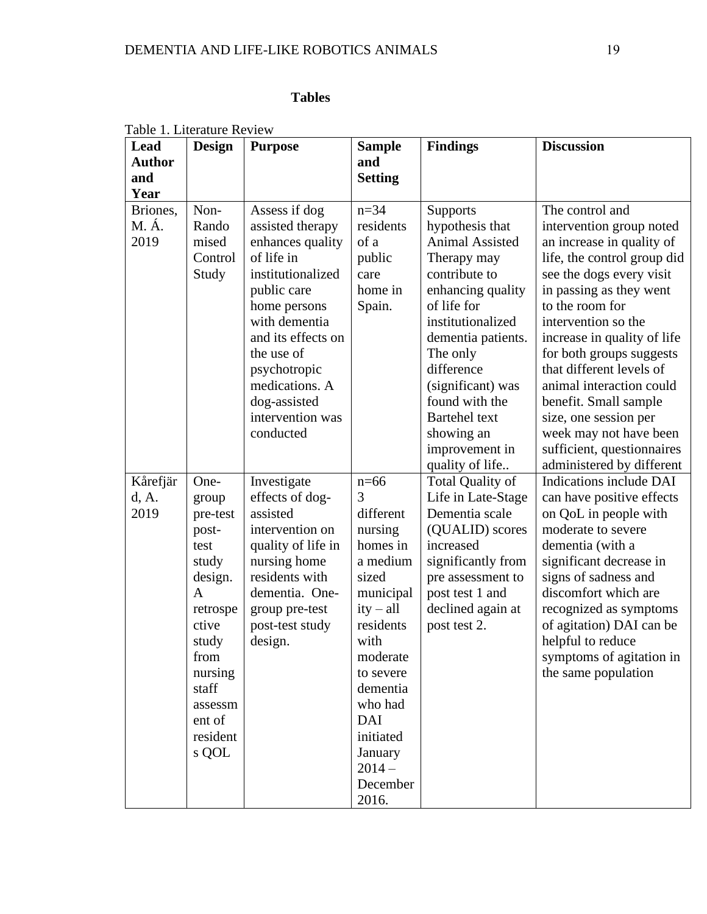**Tables**

Table 1. Literature Review

| Lead Author and Year | Design | Purpose | Sample and Setting | Findings | Discussion |
|---|---|---|---|---|---|
| Briones, M. Á. 2019 | Non-Randomised Control Study | Assess if dog assisted therapy enhances quality of life in institutionalized public care home persons with dementia and its effects on the use of psychotropic medications. A dog-assisted intervention was conducted | n=34 residents of a public care home in Spain. | Supports hypothesis that Animal Assisted Therapy may contribute to enhancing quality of life for institutionalized dementia patients. The only difference (significant) was found with the Bartehel text showing an improvement in quality of life.. | The control and intervention group noted an increase in quality of life, the control group did see the dogs every visit in passing as they went to the room for intervention so the increase in quality of life for both groups suggests that different levels of animal interaction could benefit. Small sample size, one session per week may not have been sufficient, questionnaires administered by different |
| Kårefjärd, A. 2019 | One-group pre-test post-test study design. A retrospective study from nursing staff assessment of residents QOL | Investigate effects of dog-assisted intervention on quality of life in nursing home residents with dementia. One-group pre-test post-test study design. | n=66 3 different nursing homes in a medium sized municipality – all residents with moderate to severe dementia who had DAI initiated January 2014 – December 2016. | Total Quality of Life in Late-Stage Dementia scale (QUALID) scores increased significantly from pre assessment to post test 1 and declined again at post test 2. | Indications include DAI can have positive effects on QoL in people with moderate to severe dementia (with a significant decrease in signs of sadness and discomfort which are recognized as symptoms of agitation) DAI can be helpful to reduce symptoms of agitation in the same population |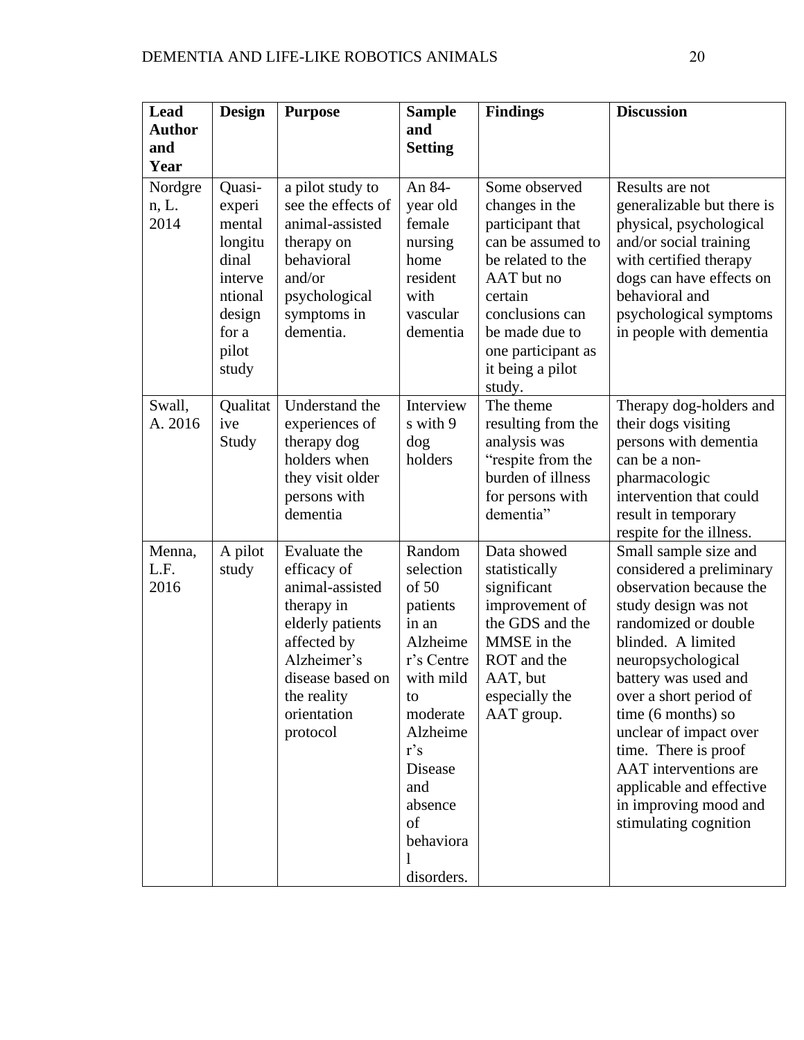| Lead Author and Year | Design | Purpose | Sample and Setting | Findings | Discussion |
|---|---|---|---|---|---|
| Nordgren, L. 2014 | Quasi-experimental longitudinal interventional design for a pilot study | a pilot study to see the effects of animal-assisted therapy on behavioral and/or psychological symptoms in dementia. | An 84-year old female nursing home resident with vascular dementia | Some observed changes in the participant that can be assumed to be related to the AAT but no certain conclusions can be made due to one participant as it being a pilot study. | Results are not generalizable but there is physical, psychological and/or social training with certified therapy dogs can have effects on behavioral and psychological symptoms in people with dementia |
| Swall, A. 2016 | Qualitative Study | Understand the experiences of therapy dog holders when they visit older persons with dementia | Interviews with 9 dog holders | The theme resulting from the analysis was "respite from the burden of illness for persons with dementia" | Therapy dog-holders and their dogs visiting persons with dementia can be a non-pharmacologic intervention that could result in temporary respite for the illness. |
| Menna, L.F. 2016 | A pilot study | Evaluate the efficacy of animal-assisted therapy in elderly patients affected by Alzheimer's disease based on the reality orientation protocol | Random selection of 50 patients in an Alzheimer's Centre with mild to moderate Alzheimer's Disease and absence of behavioral disorders. | Data showed statistically significant improvement of the GDS and the MMSE in the ROT and the AAT, but especially the AAT group. | Small sample size and considered a preliminary observation because the study design was not randomized or double blinded. A limited neuropsychological battery was used and over a short period of time (6 months) so unclear of impact over time. There is proof AAT interventions are applicable and effective in improving mood and stimulating cognition |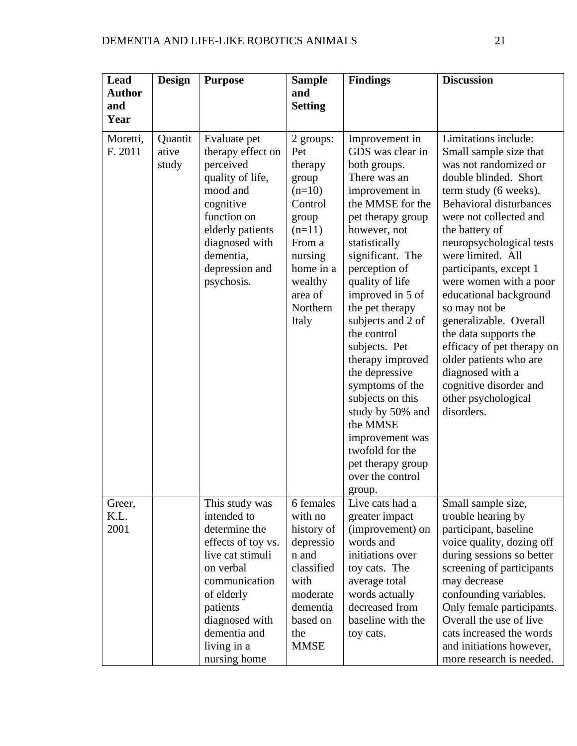| Lead Author and Year | Design | Purpose | Sample and Setting | Findings | Discussion |
|---|---|---|---|---|---|
| Moretti, F. 2011 | Quantitative study | Evaluate pet therapy effect on perceived quality of life, mood and cognitive function on elderly patients diagnosed with dementia, depression and psychosis. | 2 groups: Pet therapy group (n=10) Control group (n=11) From a nursing home in a wealthy area of Northern Italy | Improvement in GDS was clear in both groups. There was an improvement in the MMSE for the pet therapy group however, not statistically significant. The perception of quality of life improved in 5 of the pet therapy subjects and 2 of the control subjects. Pet therapy improved the depressive symptoms of the subjects on this study by 50% and the MMSE improvement was twofold for the pet therapy group over the control group. | Limitations include: Small sample size that was not randomized or double blinded. Short term study (6 weeks). Behavioral disturbances were not collected and the battery of neuropsychological tests were limited. All participants, except 1 were women with a poor educational background so may not be generalizable. Overall the data supports the efficacy of pet therapy on older patients who are diagnosed with a cognitive disorder and other psychological disorders. |
| Greer, K.L. 2001 | | This study was intended to determine the effects of toy vs. live cat stimuli on verbal communication of elderly patients diagnosed with dementia and living in a nursing home | 6 females with no history of depression and classified with moderate dementia based on the MMSE | Live cats had a greater impact (improvement) on words and initiations over toy cats. The average total words actually decreased from baseline with the toy cats. | Small sample size, trouble hearing by participant, baseline voice quality, dozing off during sessions so better screening of participants may decrease confounding variables. Only female participants. Overall the use of live cats increased the words and initiations however, more research is needed. |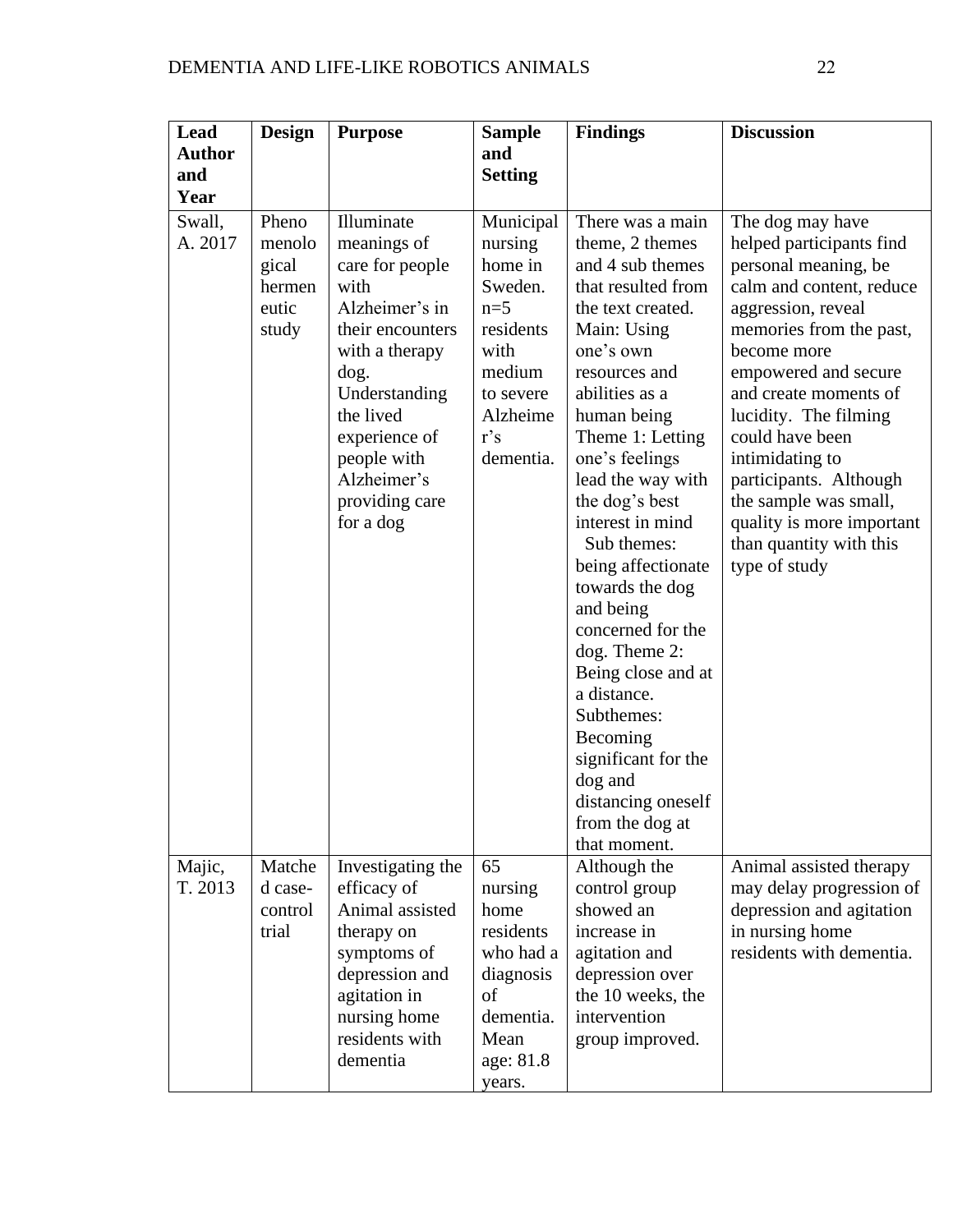| Lead Author and Year | Design | Purpose | Sample and Setting | Findings | Discussion |
|---|---|---|---|---|---|
| Swall, A. 2017 | Phenomenological hermeneutic study | Illuminate meanings of care for people with Alzheimer's in their encounters with a therapy dog. Understanding the lived experience of people with Alzheimer's providing care for a dog | Municipal nursing home in Sweden. n=5 residents with medium to severe Alzheimer's dementia. | There was a main theme, 2 themes and 4 sub themes that resulted from the text created. Main: Using one's own resources and abilities as a human being Theme 1: Letting one's feelings lead the way with the dog's best interest in mind Sub themes: being affectionate towards the dog and being concerned for the dog. Theme 2: Being close and at a distance. Subthemes: Becoming significant for the dog and distancing oneself from the dog at that moment. | The dog may have helped participants find personal meaning, be calm and content, reduce aggression, reveal memories from the past, become more empowered and secure and create moments of lucidity. The filming could have been intimidating to participants. Although the sample was small, quality is more important than quantity with this type of study |
| Majic, T. 2013 | Matched case-control trial | Investigating the efficacy of Animal assisted therapy on symptoms of depression and agitation in nursing home residents with dementia | 65 nursing home residents who had a diagnosis of dementia. Mean age: 81.8 years. | Although the control group showed an increase in agitation and depression over the 10 weeks, the intervention group improved. | Animal assisted therapy may delay progression of depression and agitation in nursing home residents with dementia. |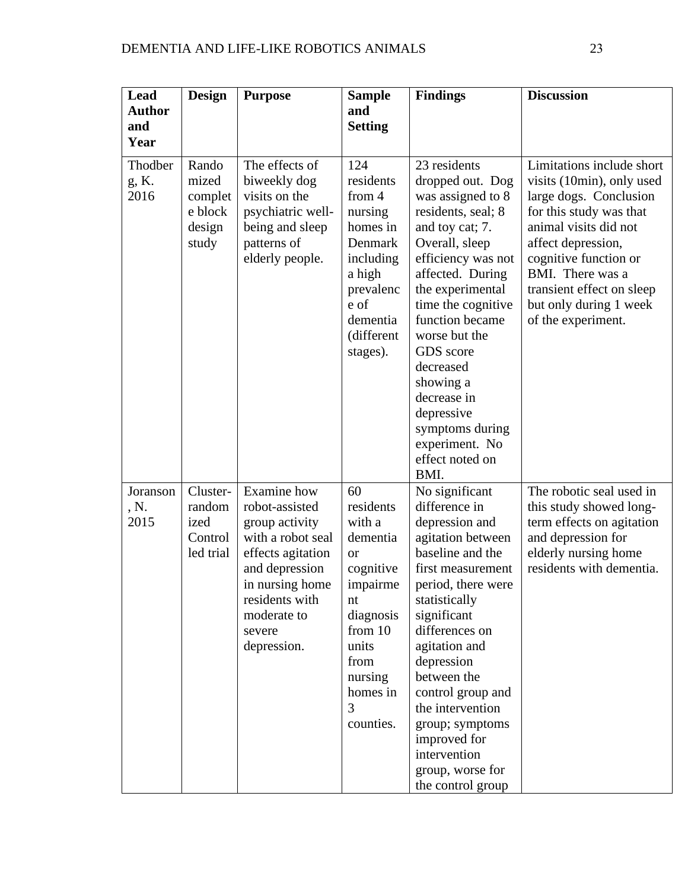| Lead Author and Year | Design | Purpose | Sample and Setting | Findings | Discussion |
|---|---|---|---|---|---|
| Thodberg, K. 2016 | Randomized complete block design study | The effects of biweekly dog visits on the psychiatric well-being and sleep patterns of elderly people. | 124 residents from 4 nursing homes in Denmark including a high prevalence of dementia (different stages). | 23 residents dropped out. Dog was assigned to 8 residents, seal; 8 and toy cat; 7. Overall, sleep efficiency was not affected. During the experimental time the cognitive function became worse but the GDS score decreased showing a decrease in depressive symptoms during experiment. No effect noted on BMI. | Limitations include short visits (10min), only used large dogs. Conclusion for this study was that animal visits did not affect depression, cognitive function or BMI. There was a transient effect on sleep but only during 1 week of the experiment. |
| Joranson, N. 2015 | Cluster-randomized Controlled trial | Examine how robot-assisted group activity with a robot seal effects agitation and depression in nursing home residents with moderate to severe depression. | 60 residents with a dementia or cognitive impairment diagnosis from 10 units from nursing homes in 3 counties. | No significant difference in depression and agitation between baseline and the first measurement period, there were statistically significant differences on agitation and depression between the control group and the intervention group; symptoms improved for intervention group, worse for the control group | The robotic seal used in this study showed long-term effects on agitation and depression for elderly nursing home residents with dementia. |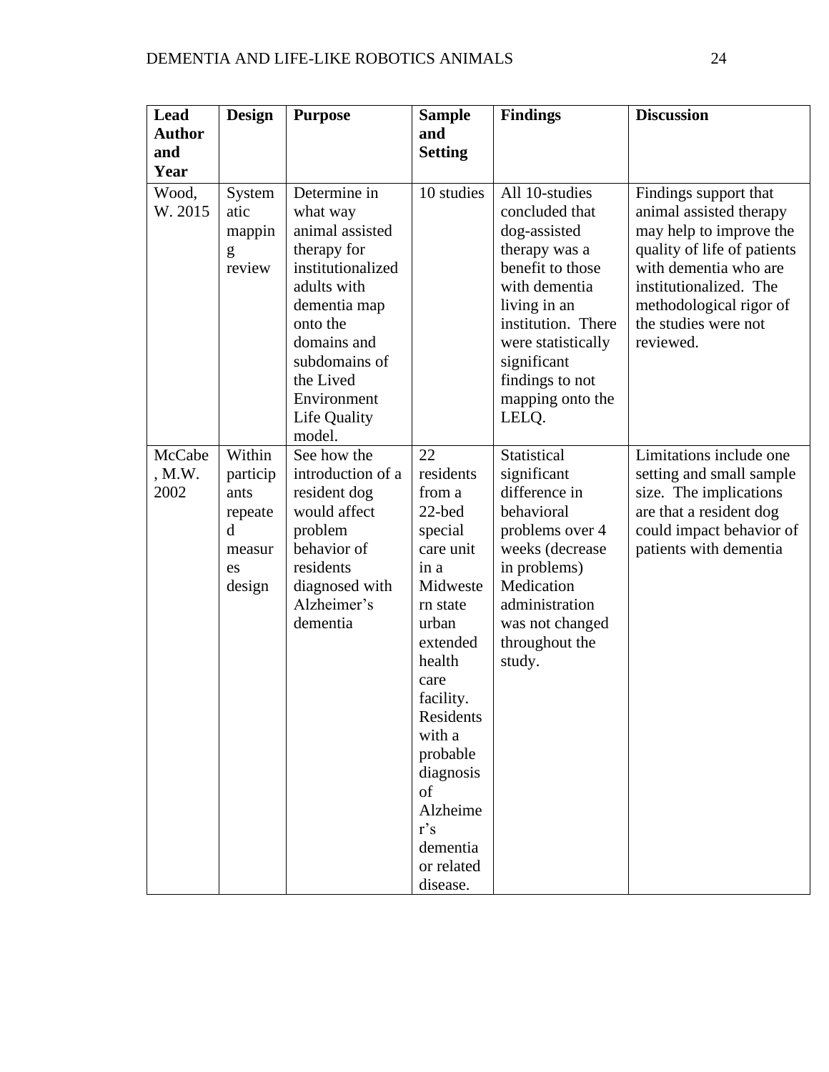| Lead Author and Year | Design | Purpose | Sample and Setting | Findings | Discussion |
|---|---|---|---|---|---|
| Wood, W. 2015 | Systematic mapping review | Determine in what way animal assisted therapy for institutionalized adults with dementia map onto the domains and subdomains of the Lived Environment Life Quality model. | 10 studies | All 10-studies concluded that dog-assisted therapy was a benefit to those with dementia living in an institution. There were statistically significant findings to not mapping onto the LELQ. | Findings support that animal assisted therapy may help to improve the quality of life of patients with dementia who are institutionalized. The methodological rigor of the studies were not reviewed. |
| McCabe, M.W. 2002 | Within participants repeated measures design | See how the introduction of a resident dog would affect problem behavior of residents diagnosed with Alzheimer's dementia | 22 residents from a 22-bed special care unit in a Midwestern state urban extended health care facility. Residents with a probable diagnosis of Alzheimer's dementia or related disease. | Statistical significant difference in behavioral problems over 4 weeks (decrease in problems) Medication administration was not changed throughout the study. | Limitations include one setting and small sample size. The implications are that a resident dog could impact behavior of patients with dementia |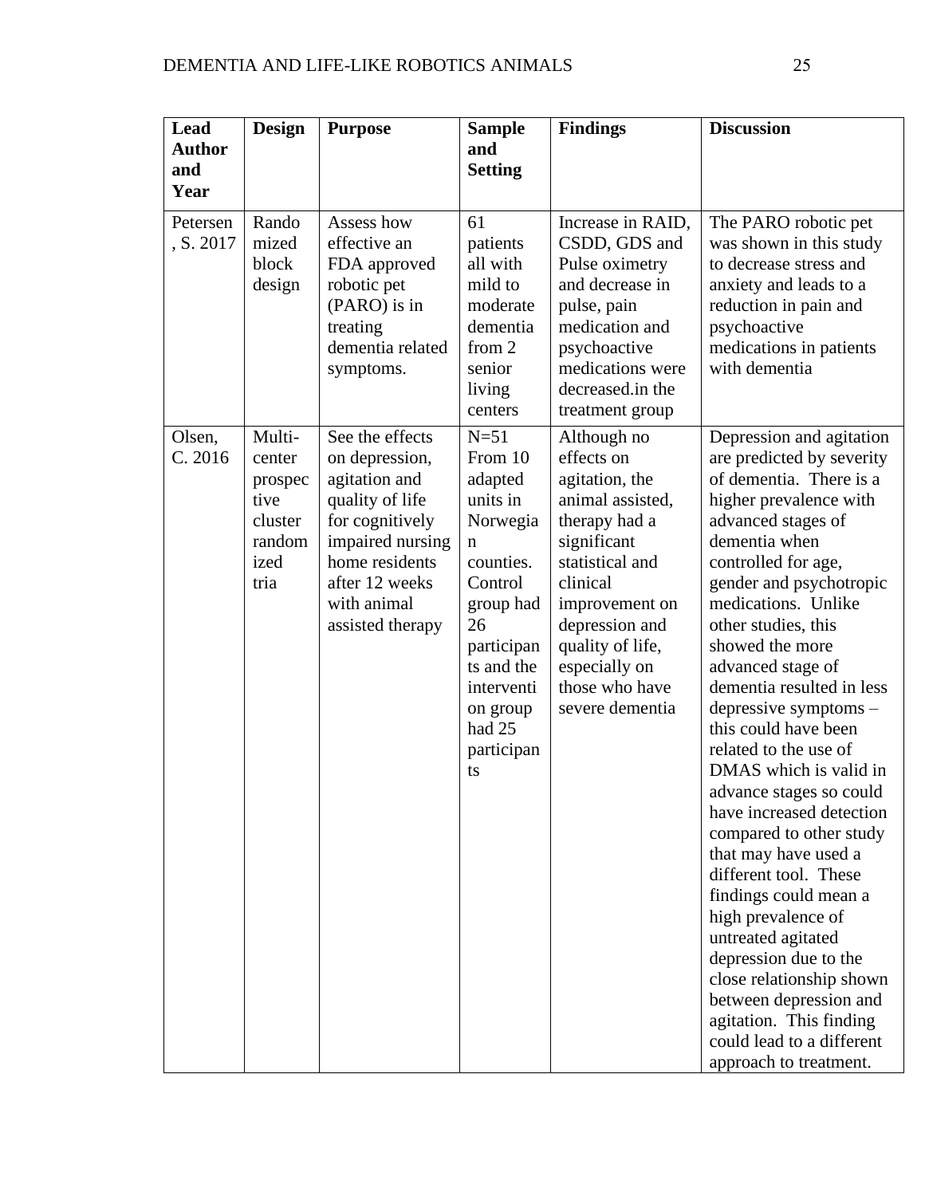| Lead Author and Year | Design | Purpose | Sample and Setting | Findings | Discussion |
|---|---|---|---|---|---|
| Petersen, S. 2017 | Randomized block design | Assess how effective an FDA approved robotic pet (PARO) is in treating dementia related symptoms. | 61 patients all with mild to moderate dementia from 2 senior living centers | Increase in RAID, CSDD, GDS and Pulse oximetry and decrease in pulse, pain medication and psychoactive medications were decreased.in the treatment group | The PARO robotic pet was shown in this study to decrease stress and anxiety and leads to a reduction in pain and psychoactive medications in patients with dementia |
| Olsen, C. 2016 | Multi-center prospective cluster randomized tria | See the effects on depression, agitation and quality of life for cognitively impaired nursing home residents after 12 weeks with animal assisted therapy | N=51 From 10 adapted units in Norwegian counties. Control group had 26 participants and the intervention group had 25 participants | Although no effects on agitation, the animal assisted, therapy had a significant statistical and clinical improvement on depression and quality of life, especially on those who have severe dementia | Depression and agitation are predicted by severity of dementia. There is a higher prevalence with advanced stages of dementia when controlled for age, gender and psychotropic medications. Unlike other studies, this showed the more advanced stage of dementia resulted in less depressive symptoms – this could have been related to the use of DMAS which is valid in advance stages so could have increased detection compared to other study that may have used a different tool. These findings could mean a high prevalence of untreated agitated depression due to the close relationship shown between depression and agitation. This finding could lead to a different approach to treatment. |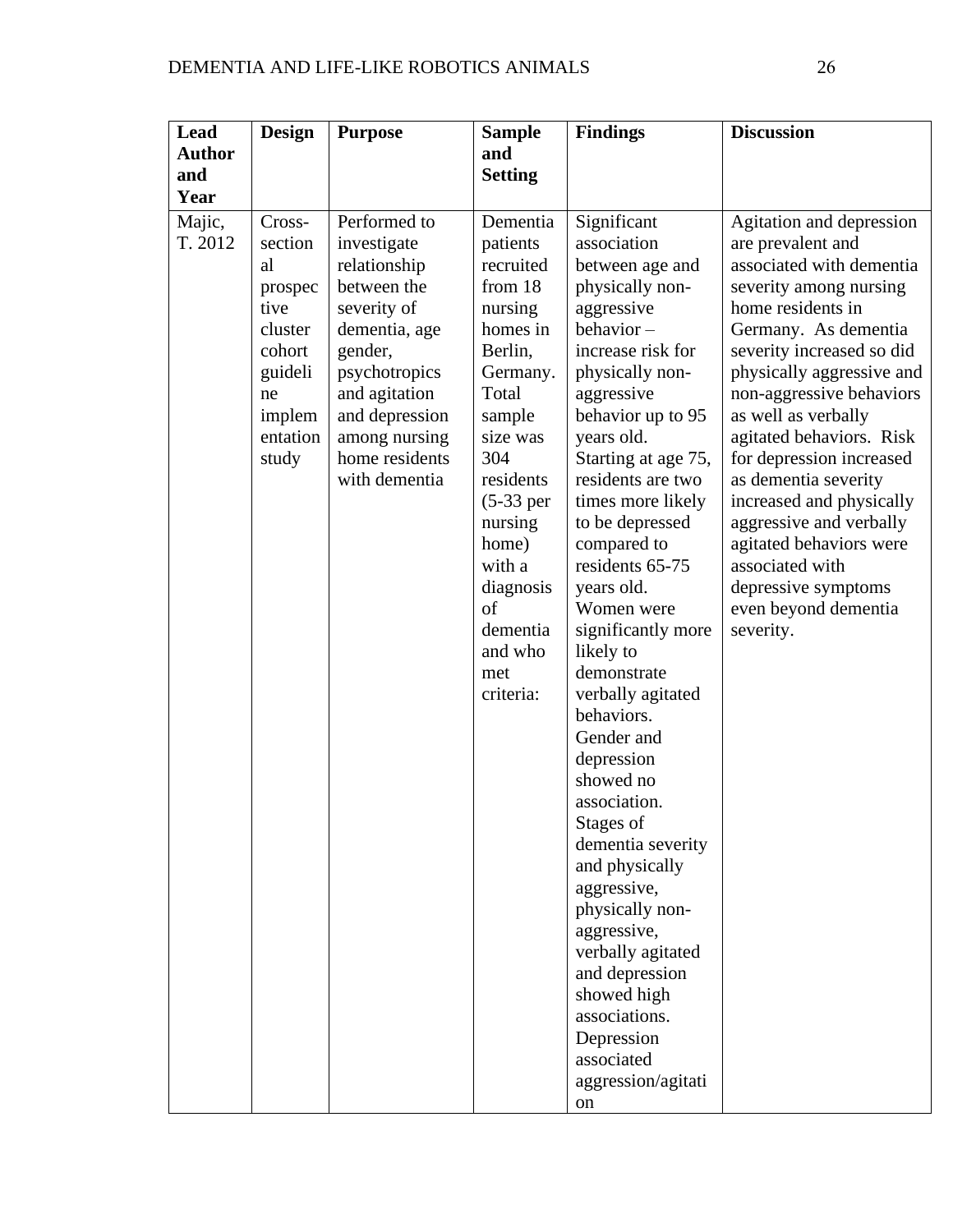| Lead Author and Year | Design | Purpose | Sample and Setting | Findings | Discussion |
|---|---|---|---|---|---|
| Majic, T. 2012 | Cross-sectional prospective cluster cohort guideline implementation study | Performed to investigate relationship between the severity of dementia, age gender, psychotropics and agitation and depression among nursing home residents with dementia | Dementia patients recruited from 18 nursing homes in Berlin, Germany. Total sample size was 304 residents (5-33 per nursing home) with a diagnosis of dementia and who met criteria: | Significant association between age and physically non-aggressive behavior – increase risk for physically non-aggressive behavior up to 95 years old. Starting at age 75, residents are two times more likely to be depressed compared to residents 65-75 years old. Women were significantly more likely to demonstrate verbally agitated behaviors. Gender and depression showed no association. Stages of dementia severity and physically aggressive, physically non-aggressive, verbally agitated and depression showed high associations. Depression associated aggression/agitation | Agitation and depression are prevalent and associated with dementia severity among nursing home residents in Germany. As dementia severity increased so did physically aggressive and non-aggressive behaviors as well as verbally agitated behaviors. Risk for depression increased as dementia severity increased and physically aggressive and verbally agitated behaviors were associated with depressive symptoms even beyond dementia severity. |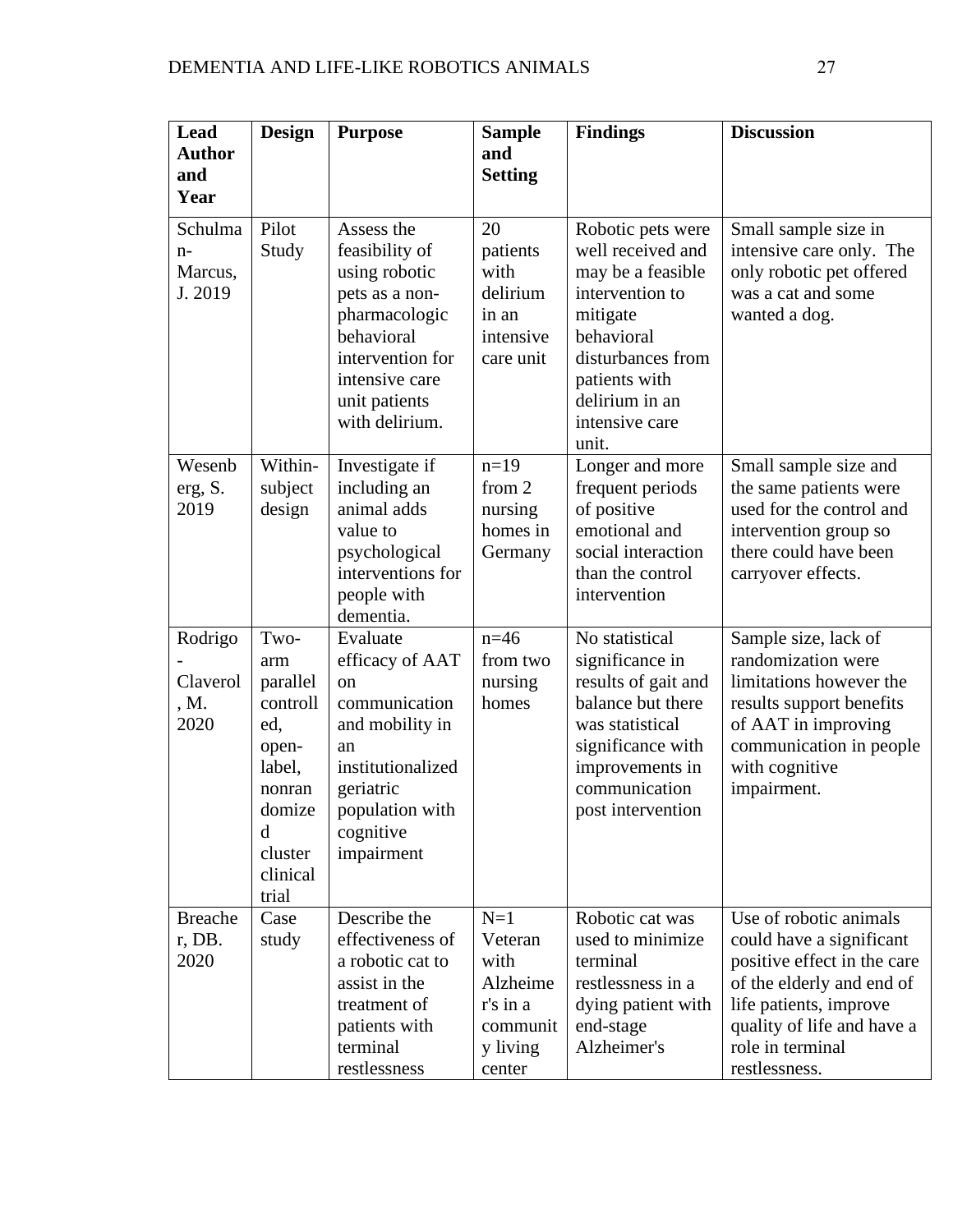| Lead Author and Year | Design | Purpose | Sample and Setting | Findings | Discussion |
|---|---|---|---|---|---|
| Schulman-Marcus, J. 2019 | Pilot Study | Assess the feasibility of using robotic pets as a non-pharmacologic behavioral intervention for intensive care unit patients with delirium. | 20 patients with delirium in an intensive care unit | Robotic pets were well received and may be a feasible intervention to mitigate behavioral disturbances from patients with delirium in an intensive care unit. | Small sample size in intensive care only. The only robotic pet offered was a cat and some wanted a dog. |
| Wesenberg, S. 2019 | Within-subject design | Investigate if including an animal adds value to psychological interventions for people with dementia. | n=19 from 2 nursing homes in Germany | Longer and more frequent periods of positive emotional and social interaction than the control intervention | Small sample size and the same patients were used for the control and intervention group so there could have been carryover effects. |
| Rodrigo-Claverol, M. 2020 | Two-arm parallel controlled, open-label, nonrandomized cluster clinical trial | Evaluate efficacy of AAT on communication and mobility in an institutionalized geriatric population with cognitive impairment | n=46 from two nursing homes | No statistical significance in results of gait and balance but there was statistical significance with improvements in communication post intervention | Sample size, lack of randomization were limitations however the results support benefits of AAT in improving communication in people with cognitive impairment. |
| Breacher, DB. 2020 | Case study | Describe the effectiveness of a robotic cat to assist in the treatment of patients with terminal restlessness | N=1 Veteran with Alzheimer's in a community living center | Robotic cat was used to minimize terminal restlessness in a dying patient with end-stage Alzheimer's | Use of robotic animals could have a significant positive effect in the care of the elderly and end of life patients, improve quality of life and have a role in terminal restlessness. |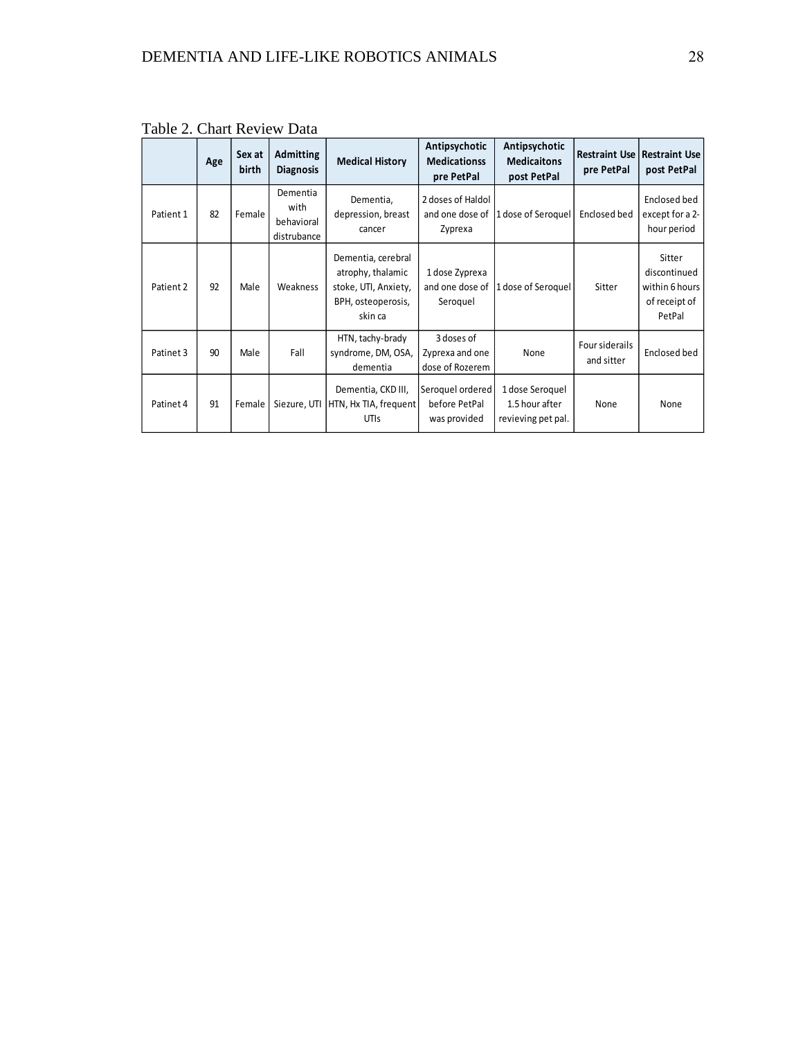Table 2. Chart Review Data

| | Age | Sex at birth | Admitting Diagnosis | Medical History | Antipsychotic Medicationss pre PetPal | Antipsychotic Medicaitons post PetPal | Restraint Use pre PetPal | Restraint Use post PetPal |
|---|---|---|---|---|---|---|---|---|
| Patient 1 | 82 | Female | Dementia with behavioral distrubance | Dementia, depression, breast cancer | 2 doses of Haldol and one dose of Zyprexa | 1 dose of Seroquel | Enclosed bed | Enclosed bed except for a 2-hour period |
| Patient 2 | 92 | Male | Weakness | Dementia, cerebral atrophy, thalamic stoke, UTI, Anxiety, BPH, osteoperosis, skin ca | 1 dose Zyprexa and one dose of Seroquel | 1 dose of Seroquel | Sitter | Sitter discontinued within 6 hours of receipt of PetPal |
| Patinet 3 | 90 | Male | Fall | HTN, tachy-brady syndrome, DM, OSA, dementia | 3 doses of Zyprexa and one dose of Rozerem | None | Four siderails and sitter | Enclosed bed |
| Patinet 4 | 91 | Female | Siezure, UTI | Dementia, CKD III, HTN, Hx TIA, frequent UTIs | Seroquel ordered before PetPal was provided | 1 dose Seroquel 1.5 hour after revieving pet pal. | None | None |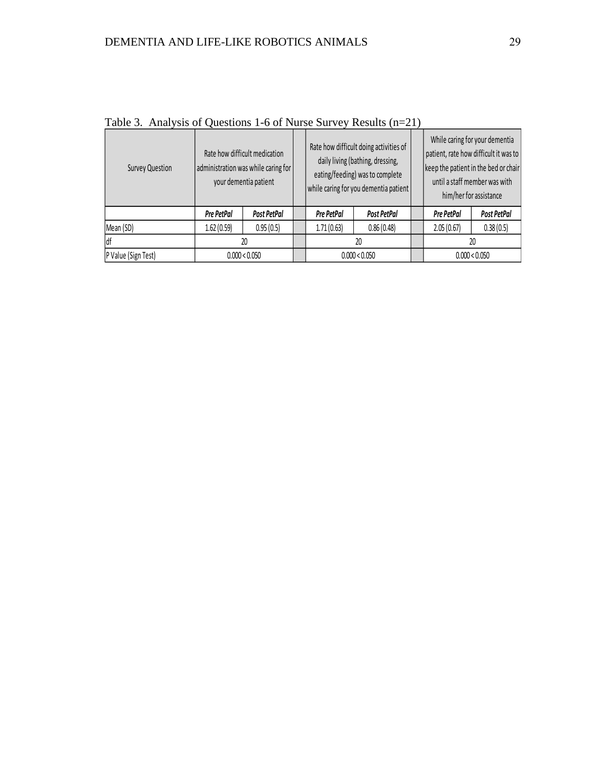Table 3. Analysis of Questions 1-6 of Nurse Survey Results (n=21)

| Survey Question | Rate how difficult medication administration was while caring for your dementia patient | | | Rate how difficult doing activities of daily living (bathing, dressing, eating/feeding) was to complete while caring for you dementia patient | | | While caring for your dementia patient, rate how difficult it was to keep the patient in the bed or chair until a staff member was with him/her for assistance | |
|---|---|---|---|---|---|---|---|---|
| | ***Pre PetPal*** | ***Post PetPal*** | | ***Pre PetPal*** | ***Post PetPal*** | | ***Pre PetPal*** | ***Post PetPal*** |
| Mean (SD) | 1.62 (0.59) | 0.95 (0.5) | | 1.71 (0.63) | 0.86 (0.48) | | 2.05 (0.67) | 0.38 (0.5) |
| df | 20 | | | 20 | | | 20 | |
| P Value (Sign Test) | 0.000 < 0.050 | | | 0.000 < 0.050 | | | 0.000 < 0.050 | |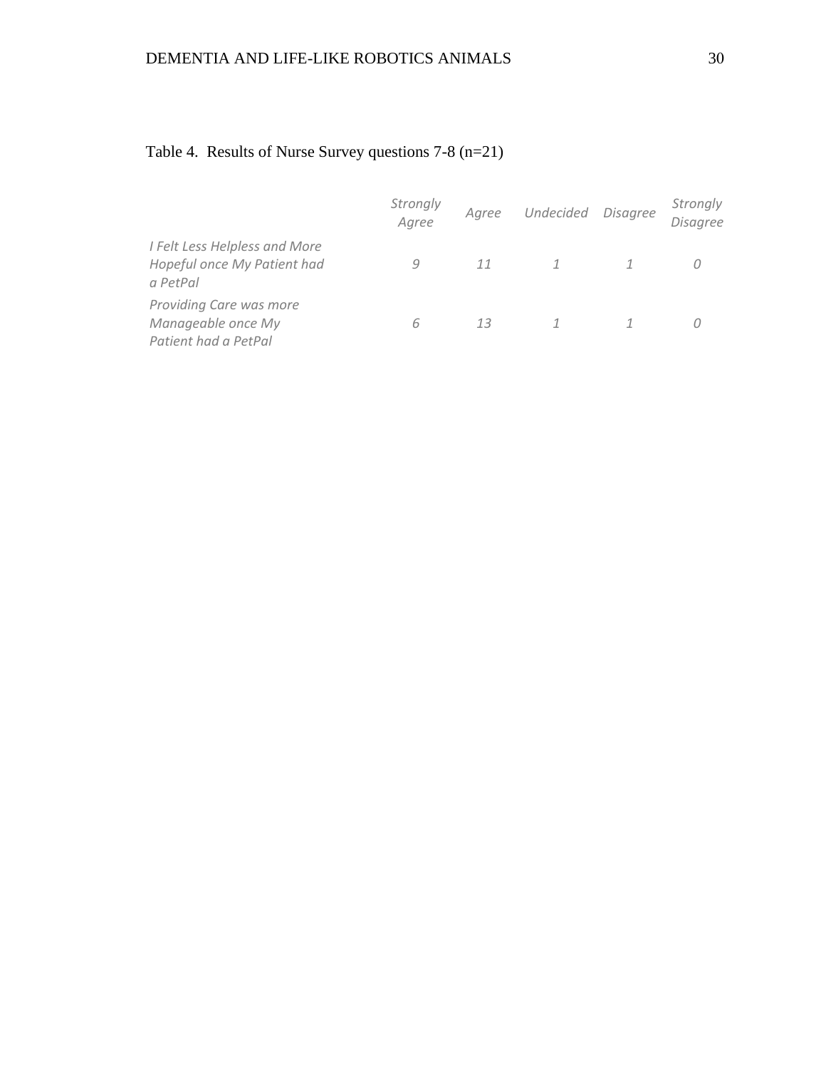Table 4. Results of Nurse Survey questions 7-8 (n=21)

| | *Strongly Agree* | *Agree* | *Undecided* | *Disagree* | *Strongly Disagree* |
|---|---|---|---|---|---|
| *I Felt Less Helpless and More Hopeful once My Patient had a PetPal* | *9* | *11* | *1* | *1* | *0* |
| *Providing Care was more Manageable once My Patient had a PetPal* | *6* | *13* | *1* | *1* | *0* |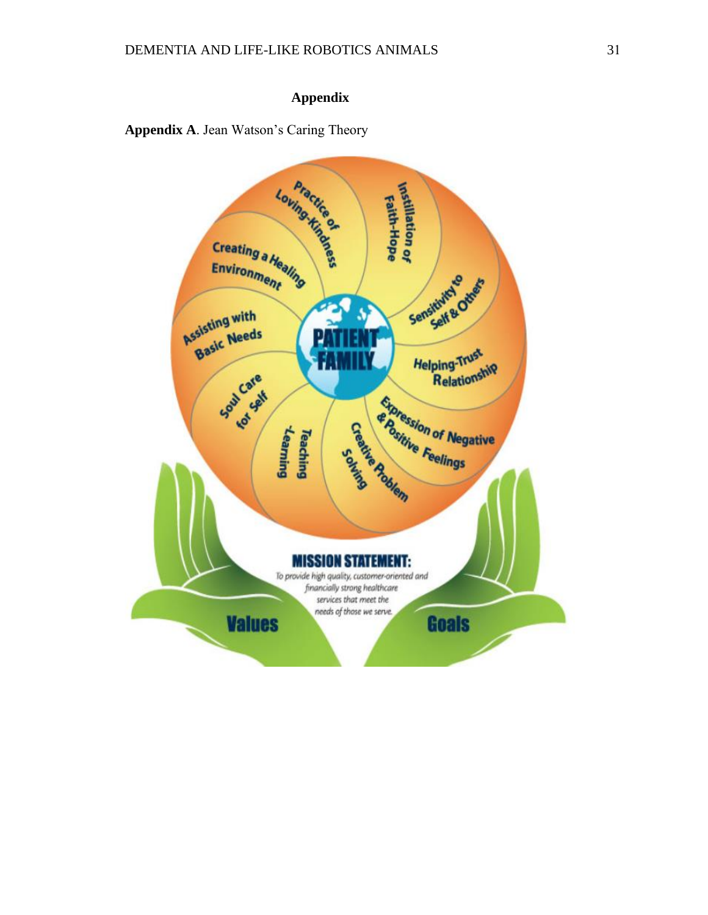# Appendix

**Appendix A**. Jean Watson's Caring Theory

Practice of Loving-Kindness

Instillation of Faith-Hope

Sensitivity to Self & Others

Helping-Trust Relationship

Expression of Negative & Positive Feelings

Creative Problem Solving

Teaching -Learning

Soul Care for Self

Assisting with Basic Needs

Creating a Healing Environment

PATIENT FAMILY

**MISSION STATEMENT:**

*To provide high quality, customer-oriented and financially strong healthcare services that meet the needs of those we serve.*

Values

Goals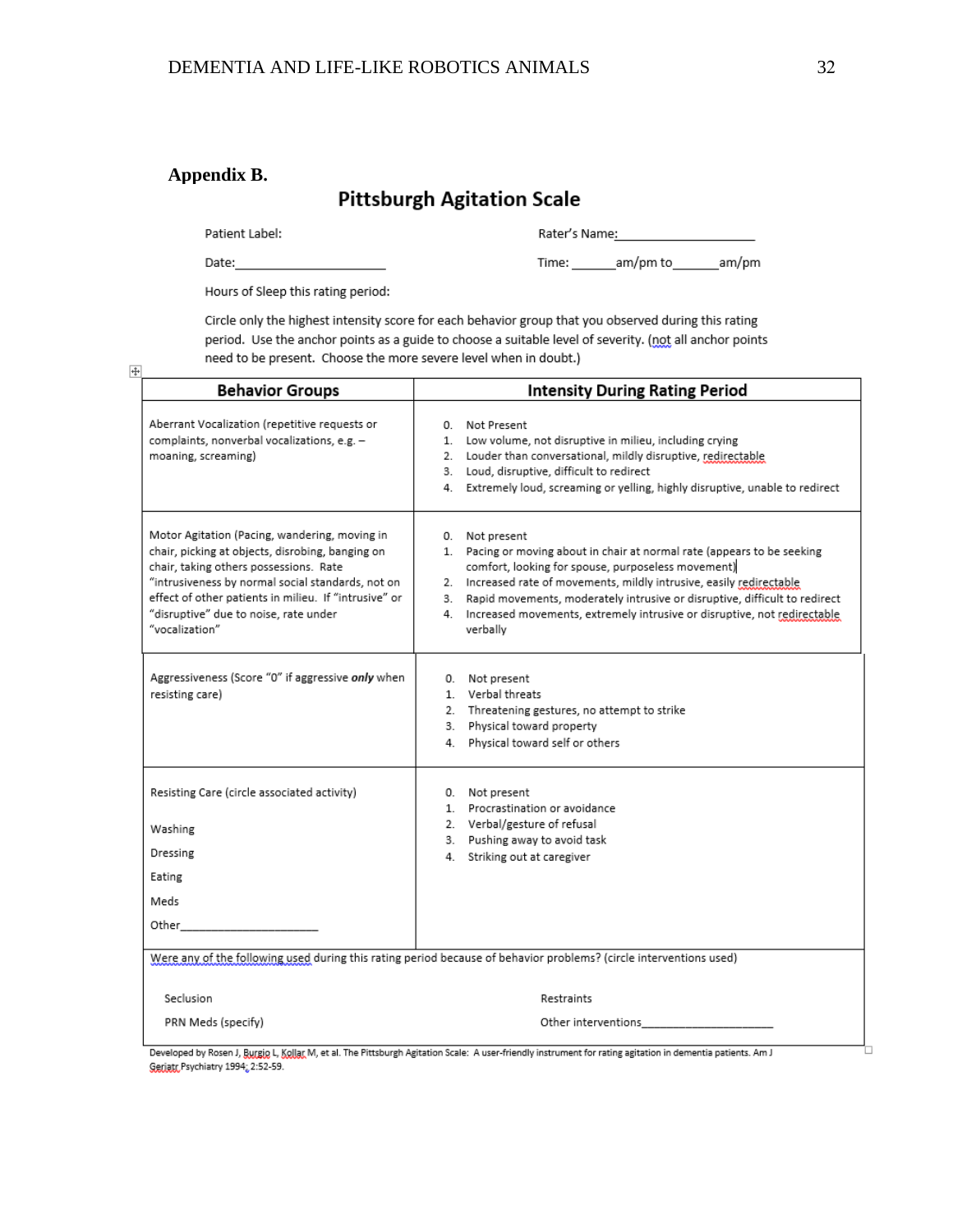## Appendix B.

# Pittsburgh Agitation Scale

Patient Label: Rater's Name:____________________

Date:______________________ Time: _______am/pm to_______am/pm

Hours of Sleep this rating period:

Circle only the highest intensity score for each behavior group that you observed during this rating period. Use the anchor points as a guide to choose a suitable level of severity. (not all anchor points need to be present. Choose the more severe level when in doubt.)

| Behavior Groups | Intensity During Rating Period |
|---|---|
| Aberrant Vocalization (repetitive requests or complaints, nonverbal vocalizations, e.g. – moaning, screaming) | 0. Not Present<br>1. Low volume, not disruptive in milieu, including crying<br>2. Louder than conversational, mildly disruptive, redirectable<br>3. Loud, disruptive, difficult to redirect<br>4. Extremely loud, screaming or yelling, highly disruptive, unable to redirect |
| Motor Agitation (Pacing, wandering, moving in chair, picking at objects, disrobing, banging on chair, taking others possessions. Rate "intrusiveness by normal social standards, not on effect of other patients in milieu. If "intrusive" or "disruptive" due to noise, rate under "vocalization" | 0. Not present<br>1. Pacing or moving about in chair at normal rate (appears to be seeking comfort, looking for spouse, purposeless movement)<br>2. Increased rate of movements, mildly intrusive, easily redirectable<br>3. Rapid movements, moderately intrusive or disruptive, difficult to redirect<br>4. Increased movements, extremely intrusive or disruptive, not redirectable verbally |
| Aggressiveness (Score "0" if aggressive ***only*** when resisting care) | 0. Not present<br>1. Verbal threats<br>2. Threatening gestures, no attempt to strike<br>3. Physical toward property<br>4. Physical toward self or others |
| Resisting Care (circle associated activity)<br><br>Washing<br>Dressing<br>Eating<br>Meds<br>Other____________________ | 0. Not present<br>1. Procrastination or avoidance<br>2. Verbal/gesture of refusal<br>3. Pushing away to avoid task<br>4. Striking out at caregiver |
| Were any of the following used during this rating period because of behavior problems? (circle interventions used)<br><br>Seclusion<br>PRN Meds (specify) | <br><br>Restraints<br>Other interventions____________________ |

Developed by Rosen J, Burgio L, Kollar M, et al. The Pittsburgh Agitation Scale: A user-friendly instrument for rating agitation in dementia patients. Am J Geriatr Psychiatry 1994; 2:52-59.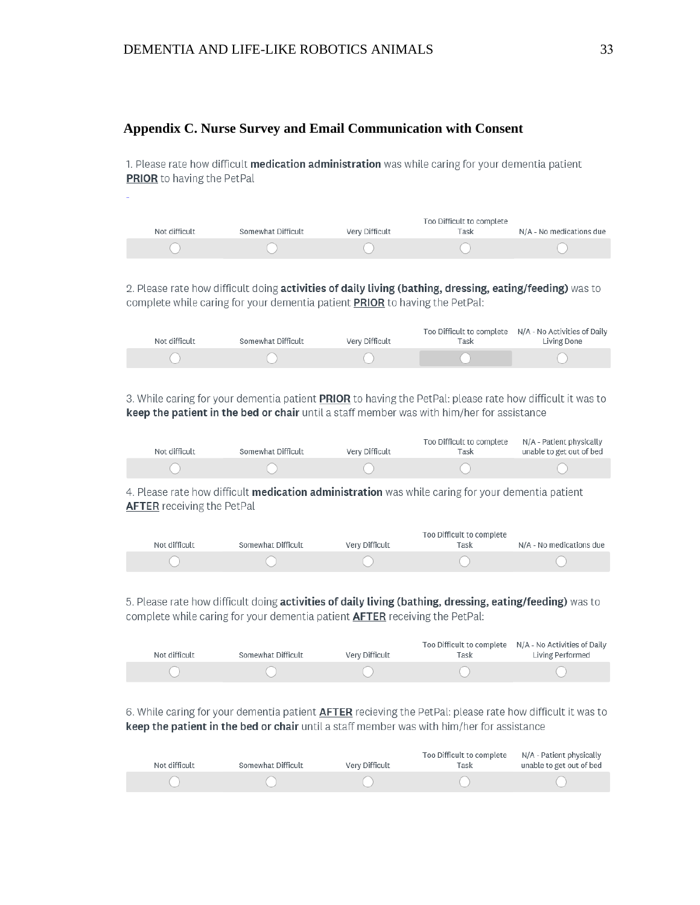## Appendix C. Nurse Survey and Email Communication with Consent

1. Please rate how difficult **medication administration** was while caring for your dementia patient **PRIOR** to having the PetPal

-

| Not difficult | Somewhat Difficult | Very Difficult | Too Difficult to complete Task | N/A - No medications due |
|---|---|---|---|---|
| ○ | ○ | ○ | ○ | ○ |

2. Please rate how difficult doing **activities of daily living (bathing, dressing, eating/feeding)** was to complete while caring for your dementia patient **PRIOR** to having the PetPal:

| Not difficult | Somewhat Difficult | Very Difficult | Too Difficult to complete Task | N/A - No Activities of Daily Living Done |
|---|---|---|---|---|
| ○ | ○ | ○ | ○ | ○ |

3. While caring for your dementia patient **PRIOR** to having the PetPal: please rate how difficult it was to **keep the patient in the bed or chair** until a staff member was with him/her for assistance

| Not difficult | Somewhat Difficult | Very Difficult | Too Difficult to complete Task | N/A - Patient physically unable to get out of bed |
|---|---|---|---|---|
| ○ | ○ | ○ | ○ | ○ |

4. Please rate how difficult **medication administration** was while caring for your dementia patient **AFTER** receiving the PetPal

| Not difficult | Somewhat Difficult | Very Difficult | Too Difficult to complete Task | N/A - No medications due |
|---|---|---|---|---|
| ○ | ○ | ○ | ○ | ○ |

5. Please rate how difficult doing **activities of daily living (bathing, dressing, eating/feeding)** was to complete while caring for your dementia patient **AFTER** receiving the PetPal:

| Not difficult | Somewhat Difficult | Very Difficult | Too Difficult to complete Task | N/A - No Activities of Daily Living Performed |
|---|---|---|---|---|
| ○ | ○ | ○ | ○ | ○ |

6. While caring for your dementia patient **AFTER** recieving the PetPal: please rate how difficult it was to **keep the patient in the bed or chair** until a staff member was with him/her for assistance

| Not difficult | Somewhat Difficult | Very Difficult | Too Difficult to complete Task | N/A - Patient physically unable to get out of bed |
|---|---|---|---|---|
| ○ | ○ | ○ | ○ | ○ |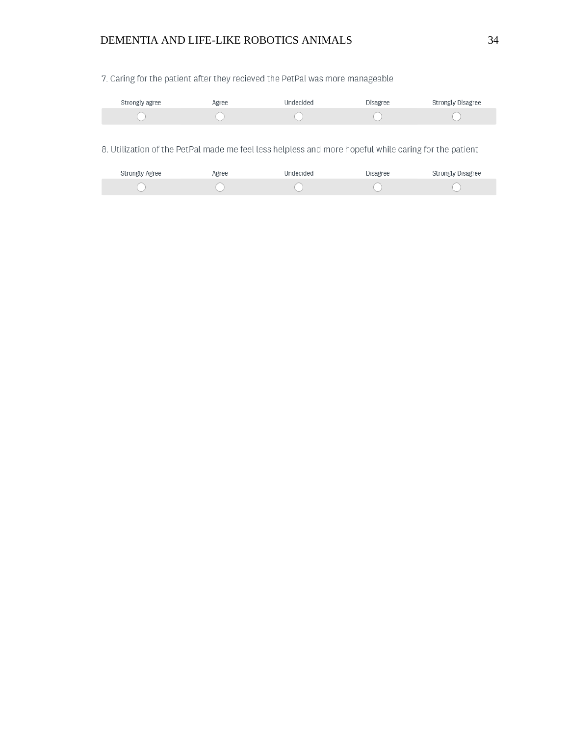7. Caring for the patient after they recieved the PetPal was more manageable

| Strongly agree | Agree | Undecided | Disagree | Strongly Disagree |
| --- | --- | --- | --- | --- |
| ○ | ○ | ○ | ○ | ○ |

8. Utilization of the PetPal made me feel less helpless and more hopeful while caring for the patient

| Strongly Agree | Agree | Undecided | Disagree | Strongly Disagree |
| --- | --- | --- | --- | --- |
| ○ | ○ | ○ | ○ | ○ |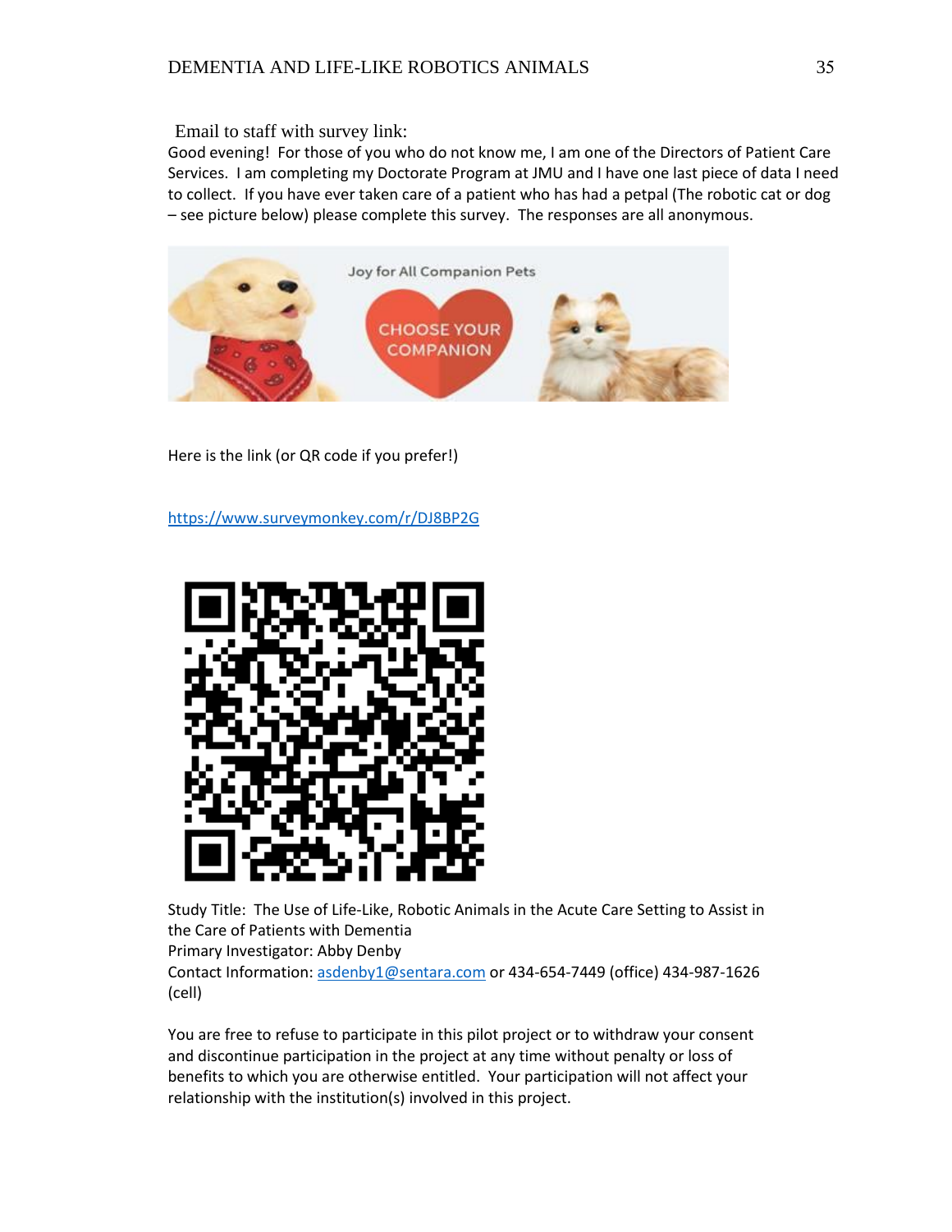Email to staff with survey link:

Good evening! For those of you who do not know me, I am one of the Directors of Patient Care Services. I am completing my Doctorate Program at JMU and I have one last piece of data I need to collect. If you have ever taken care of a patient who has had a petpal (The robotic cat or dog – see picture below) please complete this survey. The responses are all anonymous.

Here is the link (or QR code if you prefer!)

https://www.surveymonkey.com/r/DJ8BP2G

Study Title: The Use of Life-Like, Robotic Animals in the Acute Care Setting to Assist in the Care of Patients with Dementia
Primary Investigator: Abby Denby
Contact Information: asdenby1@sentara.com or 434-654-7449 (office) 434-987-1626 (cell)

You are free to refuse to participate in this pilot project or to withdraw your consent and discontinue participation in the project at any time without penalty or loss of benefits to which you are otherwise entitled. Your participation will not affect your relationship with the institution(s) involved in this project.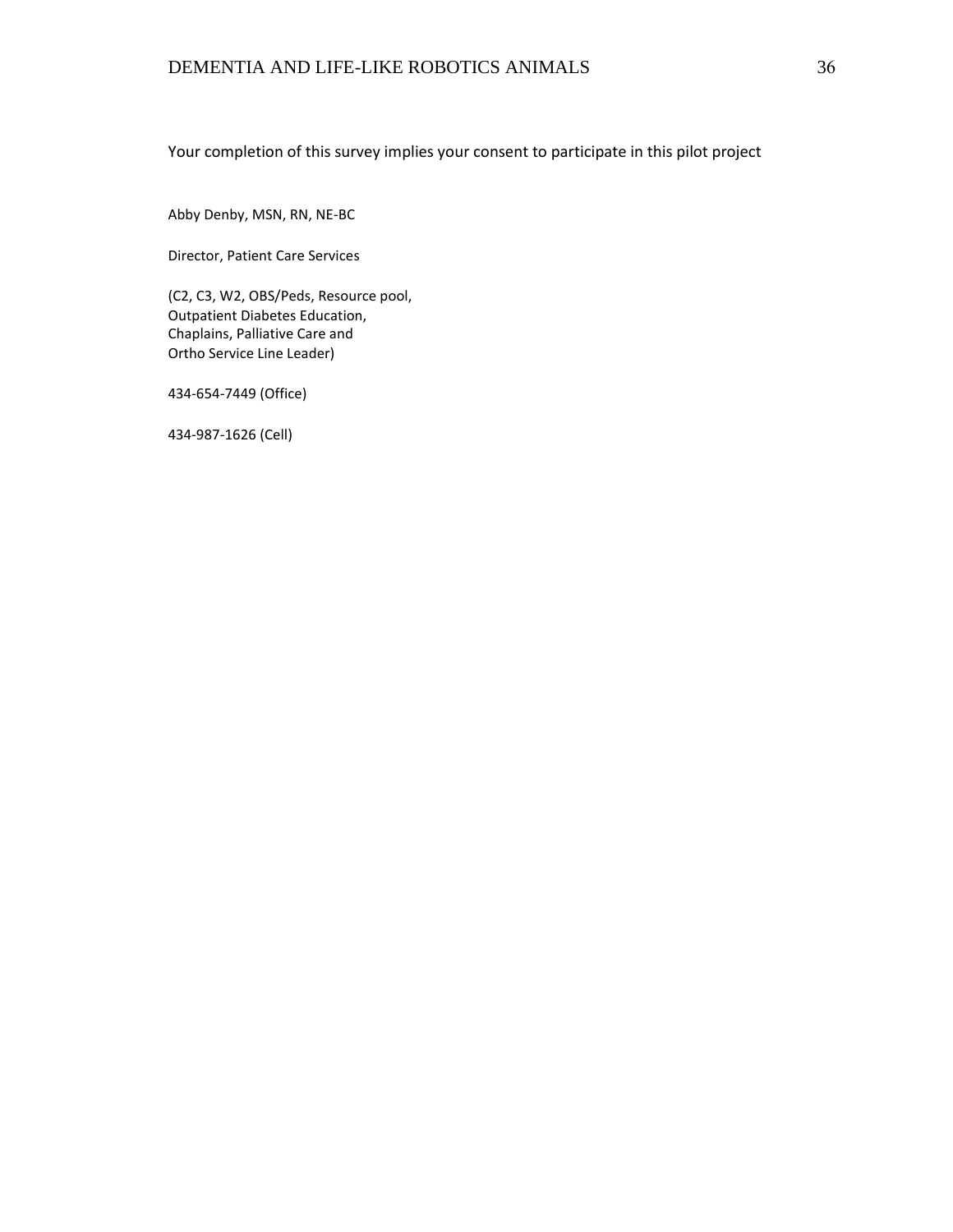Your completion of this survey implies your consent to participate in this pilot project

Abby Denby, MSN, RN, NE-BC

Director, Patient Care Services

(C2, C3, W2, OBS/Peds, Resource pool,
Outpatient Diabetes Education,
Chaplains, Palliative Care and
Ortho Service Line Leader)

434-654-7449 (Office)

434-987-1626 (Cell)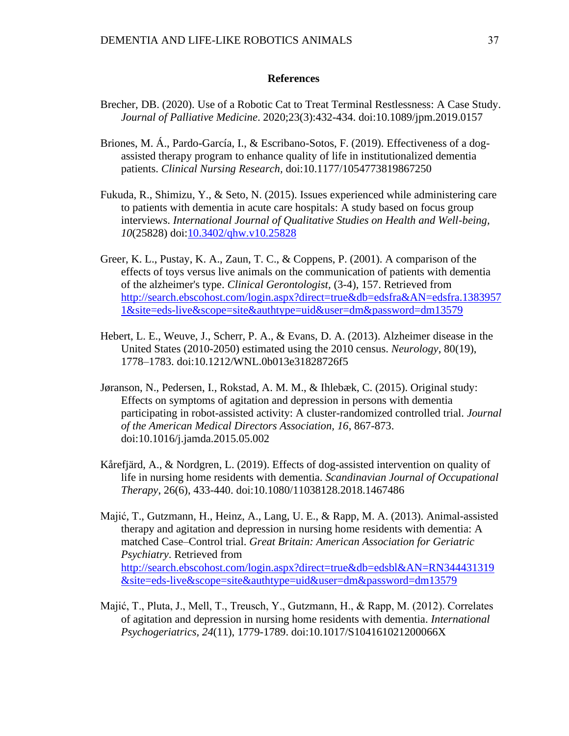# References

Brecher, DB. (2020). Use of a Robotic Cat to Treat Terminal Restlessness: A Case Study. *Journal of Palliative Medicine*. 2020;23(3):432-434. doi:10.1089/jpm.2019.0157

Briones, M. Á., Pardo-García, I., & Escribano-Sotos, F. (2019). Effectiveness of a dog-assisted therapy program to enhance quality of life in institutionalized dementia patients. *Clinical Nursing Research*, doi:10.1177/1054773819867250

Fukuda, R., Shimizu, Y., & Seto, N. (2015). Issues experienced while administering care to patients with dementia in acute care hospitals: A study based on focus group interviews. *International Journal of Qualitative Studies on Health and Well-being, 10*(25828) doi:10.3402/qhw.v10.25828

Greer, K. L., Pustay, K. A., Zaun, T. C., & Coppens, P. (2001). A comparison of the effects of toys versus live animals on the communication of patients with dementia of the alzheimer's type. *Clinical Gerontologist*, (3-4), 157. Retrieved from http://search.ebscohost.com/login.aspx?direct=true&db=edsfra&AN=edsfra.13839571&site=eds-live&scope=site&authtype=uid&user=dm&password=dm13579

Hebert, L. E., Weuve, J., Scherr, P. A., & Evans, D. A. (2013). Alzheimer disease in the United States (2010-2050) estimated using the 2010 census. *Neurology*, 80(19), 1778–1783. doi:10.1212/WNL.0b013e31828726f5

Jøranson, N., Pedersen, I., Rokstad, A. M. M., & Ihlebæk, C. (2015). Original study: Effects on symptoms of agitation and depression in persons with dementia participating in robot-assisted activity: A cluster-randomized controlled trial. *Journal of the American Medical Directors Association, 16*, 867-873. doi:10.1016/j.jamda.2015.05.002

Kårefjärd, A., & Nordgren, L. (2019). Effects of dog-assisted intervention on quality of life in nursing home residents with dementia. *Scandinavian Journal of Occupational Therapy*, 26(6), 433-440. doi:10.1080/11038128.2018.1467486

Majić, T., Gutzmann, H., Heinz, A., Lang, U. E., & Rapp, M. A. (2013). Animal-assisted therapy and agitation and depression in nursing home residents with dementia: A matched Case–Control trial. *Great Britain: American Association for Geriatric Psychiatry*. Retrieved from http://search.ebscohost.com/login.aspx?direct=true&db=edsbl&AN=RN344431319&site=eds-live&scope=site&authtype=uid&user=dm&password=dm13579

Majić, T., Pluta, J., Mell, T., Treusch, Y., Gutzmann, H., & Rapp, M. (2012). Correlates of agitation and depression in nursing home residents with dementia. *International Psychogeriatrics, 24*(11), 1779-1789. doi:10.1017/S104161021200066X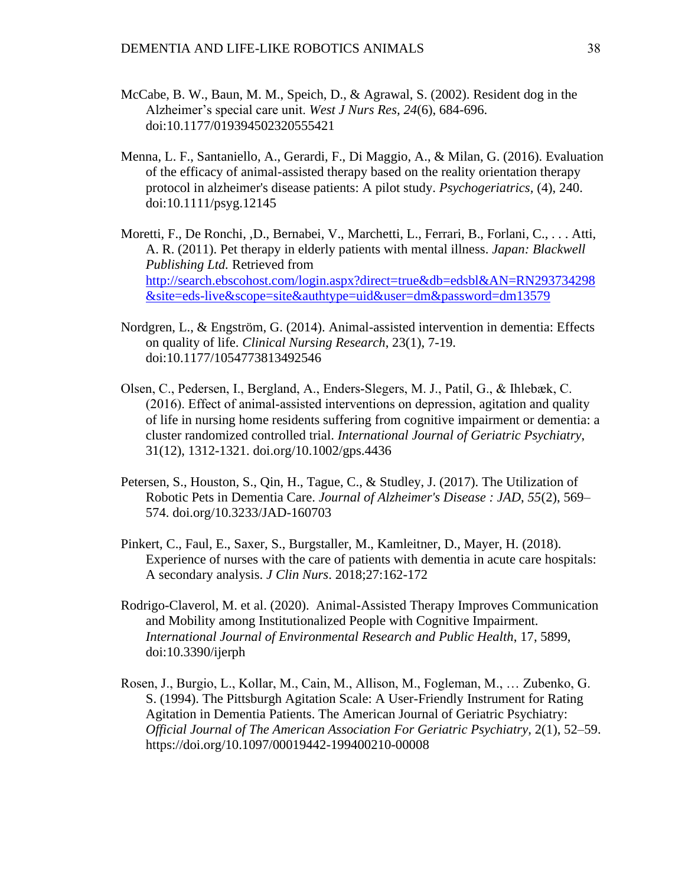McCabe, B. W., Baun, M. M., Speich, D., & Agrawal, S. (2002). Resident dog in the Alzheimer's special care unit. *West J Nurs Res, 24*(6), 684-696. doi:10.1177/019394502320555421

Menna, L. F., Santaniello, A., Gerardi, F., Di Maggio, A., & Milan, G. (2016). Evaluation of the efficacy of animal-assisted therapy based on the reality orientation therapy protocol in alzheimer's disease patients: A pilot study. *Psychogeriatrics,* (4), 240. doi:10.1111/psyg.12145

Moretti, F., De Ronchi, ,D., Bernabei, V., Marchetti, L., Ferrari, B., Forlani, C., . . . Atti, A. R. (2011). Pet therapy in elderly patients with mental illness. *Japan: Blackwell Publishing Ltd.* Retrieved from http://search.ebscohost.com/login.aspx?direct=true&db=edsbl&AN=RN293734298&site=eds-live&scope=site&authtype=uid&user=dm&password=dm13579

Nordgren, L., & Engström, G. (2014). Animal-assisted intervention in dementia: Effects on quality of life. *Clinical Nursing Research*, 23(1), 7-19. doi:10.1177/1054773813492546

Olsen, C., Pedersen, I., Bergland, A., Enders-Slegers, M. J., Patil, G., & Ihlebæk, C. (2016). Effect of animal-assisted interventions on depression, agitation and quality of life in nursing home residents suffering from cognitive impairment or dementia: a cluster randomized controlled trial. *International Journal of Geriatric Psychiatry*, 31(12), 1312-1321. doi.org/10.1002/gps.4436

Petersen, S., Houston, S., Qin, H., Tague, C., & Studley, J. (2017). The Utilization of Robotic Pets in Dementia Care. *Journal of Alzheimer's Disease : JAD*, *55*(2), 569–574. doi.org/10.3233/JAD-160703

Pinkert, C., Faul, E., Saxer, S., Burgstaller, M., Kamleitner, D., Mayer, H. (2018). Experience of nurses with the care of patients with dementia in acute care hospitals: A secondary analysis. *J Clin Nurs*. 2018;27:162-172

Rodrigo-Claverol, M. et al. (2020). Animal-Assisted Therapy Improves Communication and Mobility among Institutionalized People with Cognitive Impairment. *International Journal of Environmental Research and Public Health*, 17, 5899, doi:10.3390/ijerph

Rosen, J., Burgio, L., Kollar, M., Cain, M., Allison, M., Fogleman, M., … Zubenko, G. S. (1994). The Pittsburgh Agitation Scale: A User-Friendly Instrument for Rating Agitation in Dementia Patients. The American Journal of Geriatric Psychiatry: *Official Journal of The American Association For Geriatric Psychiatry,* 2(1), 52–59. https://doi.org/10.1097/00019442-199400210-00008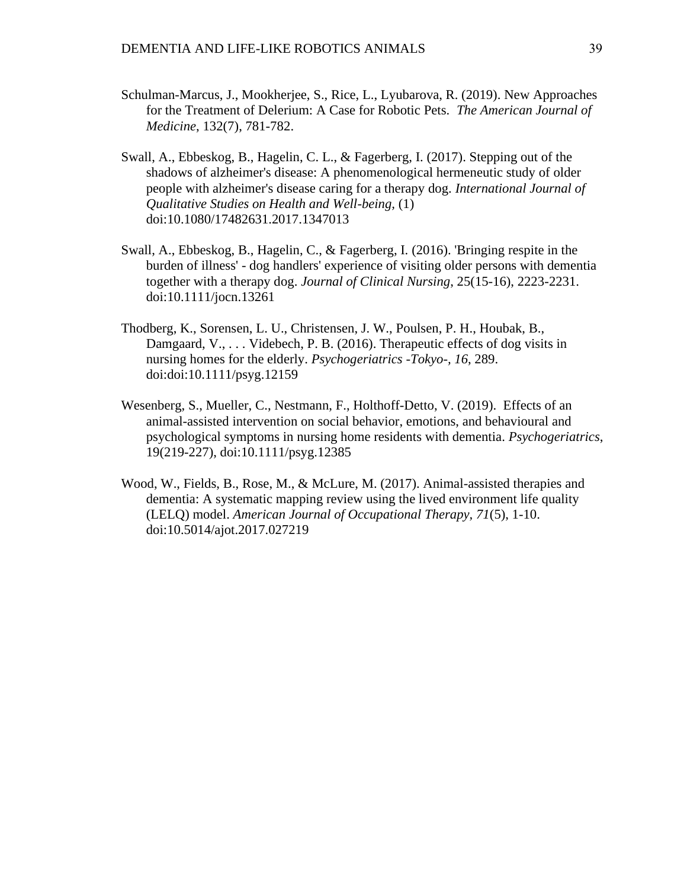Schulman-Marcus, J., Mookherjee, S., Rice, L., Lyubarova, R. (2019). New Approaches for the Treatment of Delerium: A Case for Robotic Pets. *The American Journal of Medicine*, 132(7), 781-782.

Swall, A., Ebbeskog, B., Hagelin, C. L., & Fagerberg, I. (2017). Stepping out of the shadows of alzheimer's disease: A phenomenological hermeneutic study of older people with alzheimer's disease caring for a therapy dog. *International Journal of Qualitative Studies on Health and Well-being,* (1) doi:10.1080/17482631.2017.1347013

Swall, A., Ebbeskog, B., Hagelin, C., & Fagerberg, I. (2016). 'Bringing respite in the burden of illness' - dog handlers' experience of visiting older persons with dementia together with a therapy dog. *Journal of Clinical Nursing*, 25(15-16), 2223-2231. doi:10.1111/jocn.13261

Thodberg, K., Sorensen, L. U., Christensen, J. W., Poulsen, P. H., Houbak, B., Damgaard, V., . . . Videbech, P. B. (2016). Therapeutic effects of dog visits in nursing homes for the elderly. *Psychogeriatrics -Tokyo-, 16*, 289. doi:doi:10.1111/psyg.12159

Wesenberg, S., Mueller, C., Nestmann, F., Holthoff-Detto, V. (2019). Effects of an animal-assisted intervention on social behavior, emotions, and behavioural and psychological symptoms in nursing home residents with dementia. *Psychogeriatrics*, 19(219-227), doi:10.1111/psyg.12385

Wood, W., Fields, B., Rose, M., & McLure, M. (2017). Animal-assisted therapies and dementia: A systematic mapping review using the lived environment life quality (LELQ) model. *American Journal of Occupational Therapy, 71*(5), 1-10. doi:10.5014/ajot.2017.027219